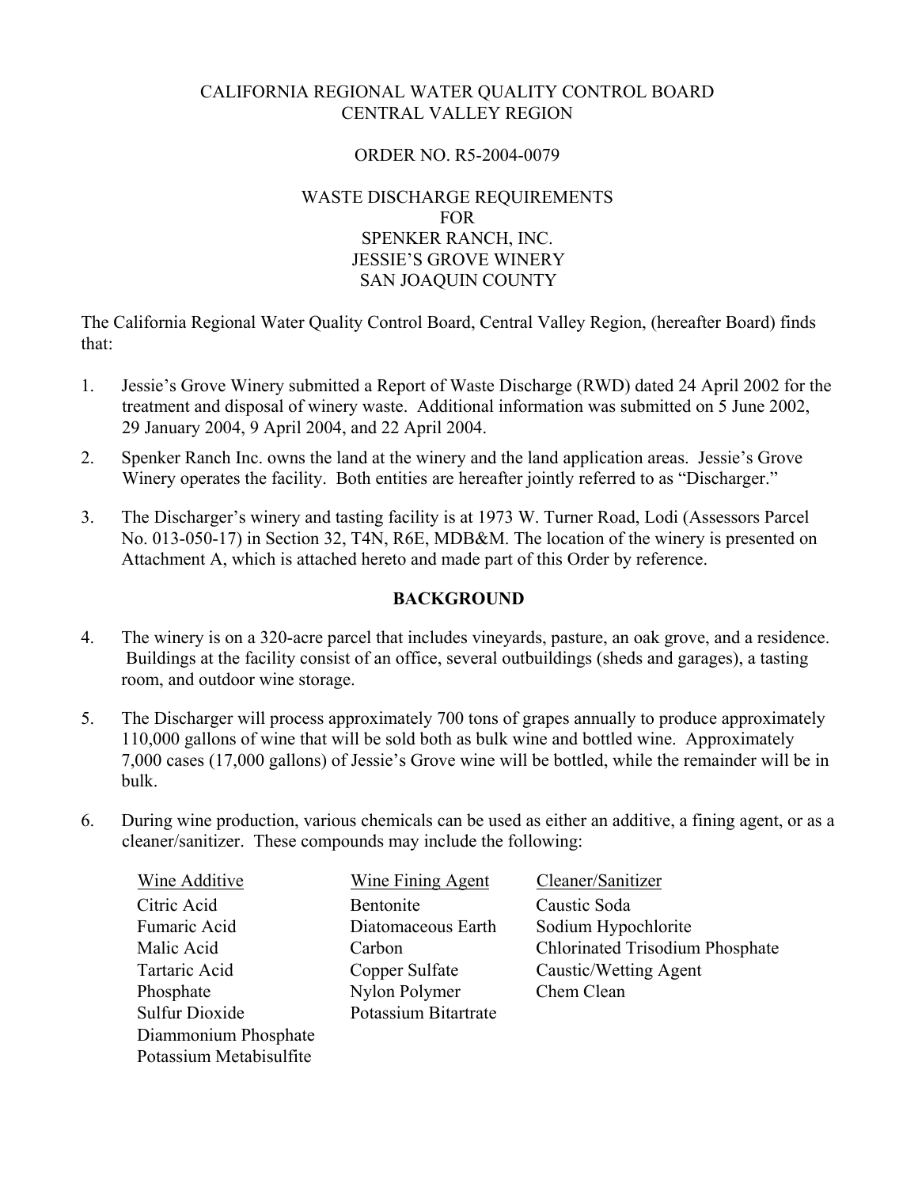CALIFORNIA REGIONAL WATER QUALITY CONTROL BOARD
CENTRAL VALLEY REGION

ORDER NO. R5-2004-0079

WASTE DISCHARGE REQUIREMENTS
FOR
SPENKER RANCH, INC.
JESSIE'S GROVE WINERY
SAN JOAQUIN COUNTY

The California Regional Water Quality Control Board, Central Valley Region, (hereafter Board) finds that:

1. Jessie's Grove Winery submitted a Report of Waste Discharge (RWD) dated 24 April 2002 for the treatment and disposal of winery waste. Additional information was submitted on 5 June 2002, 29 January 2004, 9 April 2004, and 22 April 2004.

2. Spenker Ranch Inc. owns the land at the winery and the land application areas. Jessie's Grove Winery operates the facility. Both entities are hereafter jointly referred to as "Discharger."

3. The Discharger's winery and tasting facility is at 1973 W. Turner Road, Lodi (Assessors Parcel No. 013-050-17) in Section 32, T4N, R6E, MDB&M. The location of the winery is presented on Attachment A, which is attached hereto and made part of this Order by reference.

## BACKGROUND

4. The winery is on a 320-acre parcel that includes vineyards, pasture, an oak grove, and a residence. Buildings at the facility consist of an office, several outbuildings (sheds and garages), a tasting room, and outdoor wine storage.

5. The Discharger will process approximately 700 tons of grapes annually to produce approximately 110,000 gallons of wine that will be sold both as bulk wine and bottled wine. Approximately 7,000 cases (17,000 gallons) of Jessie's Grove wine will be bottled, while the remainder will be in bulk.

6. During wine production, various chemicals can be used as either an additive, a fining agent, or as a cleaner/sanitizer. These compounds may include the following:

| Wine Additive | Wine Fining Agent | Cleaner/Sanitizer |
|---|---|---|
| Citric Acid | Bentonite | Caustic Soda |
| Fumaric Acid | Diatomaceous Earth | Sodium Hypochlorite |
| Malic Acid | Carbon | Chlorinated Trisodium Phosphate |
| Tartaric Acid | Copper Sulfate | Caustic/Wetting Agent |
| Phosphate | Nylon Polymer | Chem Clean |
| Sulfur Dioxide | Potassium Bitartrate | |
| Diammonium Phosphate | | |
| Potassium Metabisulfite | | |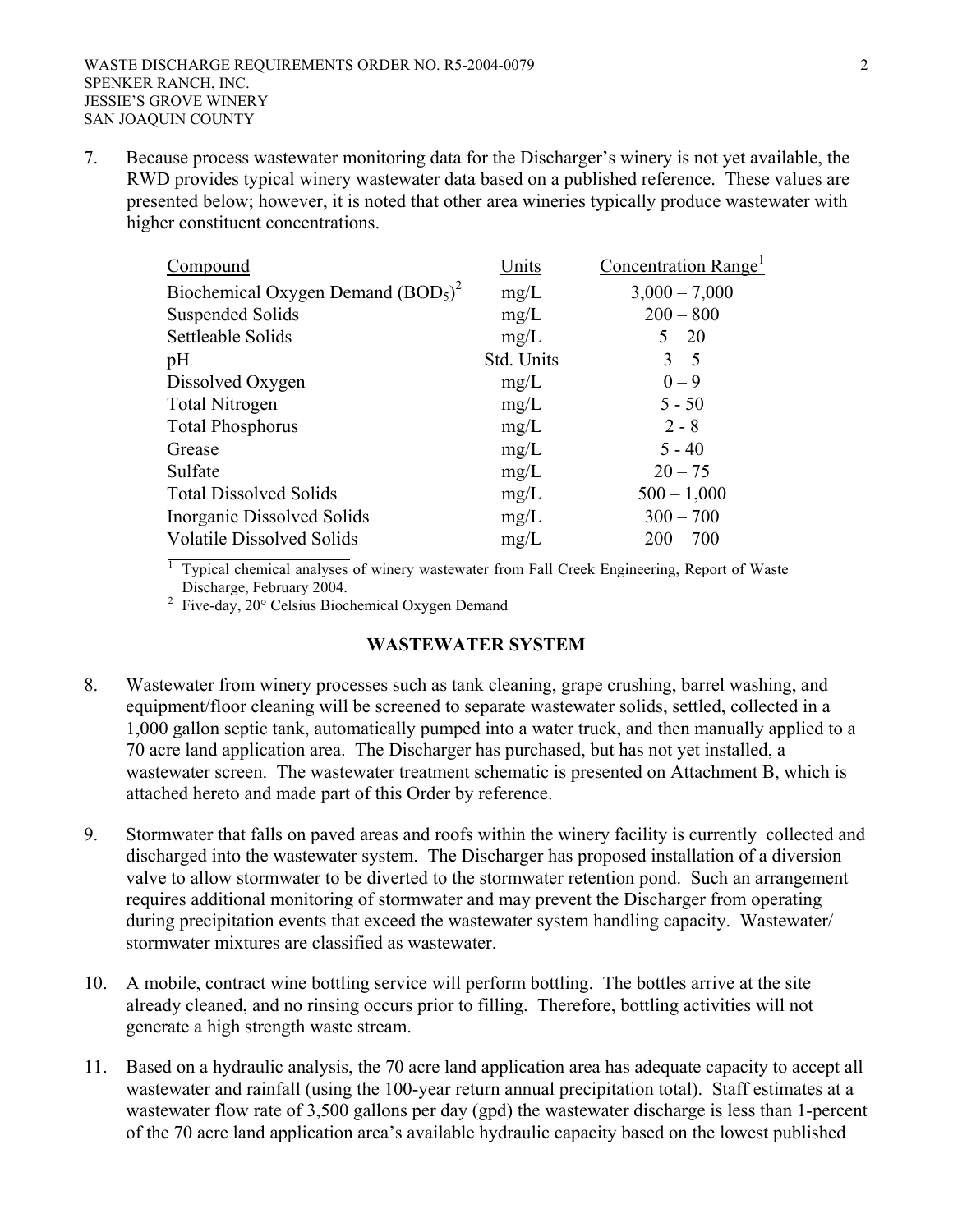7. Because process wastewater monitoring data for the Discharger's winery is not yet available, the RWD provides typical winery wastewater data based on a published reference. These values are presented below; however, it is noted that other area wineries typically produce wastewater with higher constituent concentrations.

| Compound | Units | Concentration Range[1] |
|---|---|---|
| Biochemical Oxygen Demand ($BOD_5$)[2] | mg/L | 3,000 – 7,000 |
| Suspended Solids | mg/L | 200 – 800 |
| Settleable Solids | mg/L | 5 – 20 |
| pH | Std. Units | 3 – 5 |
| Dissolved Oxygen | mg/L | 0 – 9 |
| Total Nitrogen | mg/L | 5 - 50 |
| Total Phosphorus | mg/L | 2 - 8 |
| Grease | mg/L | 5 - 40 |
| Sulfate | mg/L | 20 – 75 |
| Total Dissolved Solids | mg/L | 500 – 1,000 |
| Inorganic Dissolved Solids | mg/L | 300 – 700 |
| Volatile Dissolved Solids | mg/L | 200 – 700 |

[1] Typical chemical analyses of winery wastewater from Fall Creek Engineering, Report of Waste Discharge, February 2004.
[2] Five-day, 20° Celsius Biochemical Oxygen Demand

## WASTEWATER SYSTEM

8. Wastewater from winery processes such as tank cleaning, grape crushing, barrel washing, and equipment/floor cleaning will be screened to separate wastewater solids, settled, collected in a 1,000 gallon septic tank, automatically pumped into a water truck, and then manually applied to a 70 acre land application area. The Discharger has purchased, but has not yet installed, a wastewater screen. The wastewater treatment schematic is presented on Attachment B, which is attached hereto and made part of this Order by reference.

9. Stormwater that falls on paved areas and roofs within the winery facility is currently collected and discharged into the wastewater system. The Discharger has proposed installation of a diversion valve to allow stormwater to be diverted to the stormwater retention pond. Such an arrangement requires additional monitoring of stormwater and may prevent the Discharger from operating during precipitation events that exceed the wastewater system handling capacity. Wastewater/stormwater mixtures are classified as wastewater.

10. A mobile, contract wine bottling service will perform bottling. The bottles arrive at the site already cleaned, and no rinsing occurs prior to filling. Therefore, bottling activities will not generate a high strength waste stream.

11. Based on a hydraulic analysis, the 70 acre land application area has adequate capacity to accept all wastewater and rainfall (using the 100-year return annual precipitation total). Staff estimates at a wastewater flow rate of 3,500 gallons per day (gpd) the wastewater discharge is less than 1-percent of the 70 acre land application area's available hydraulic capacity based on the lowest published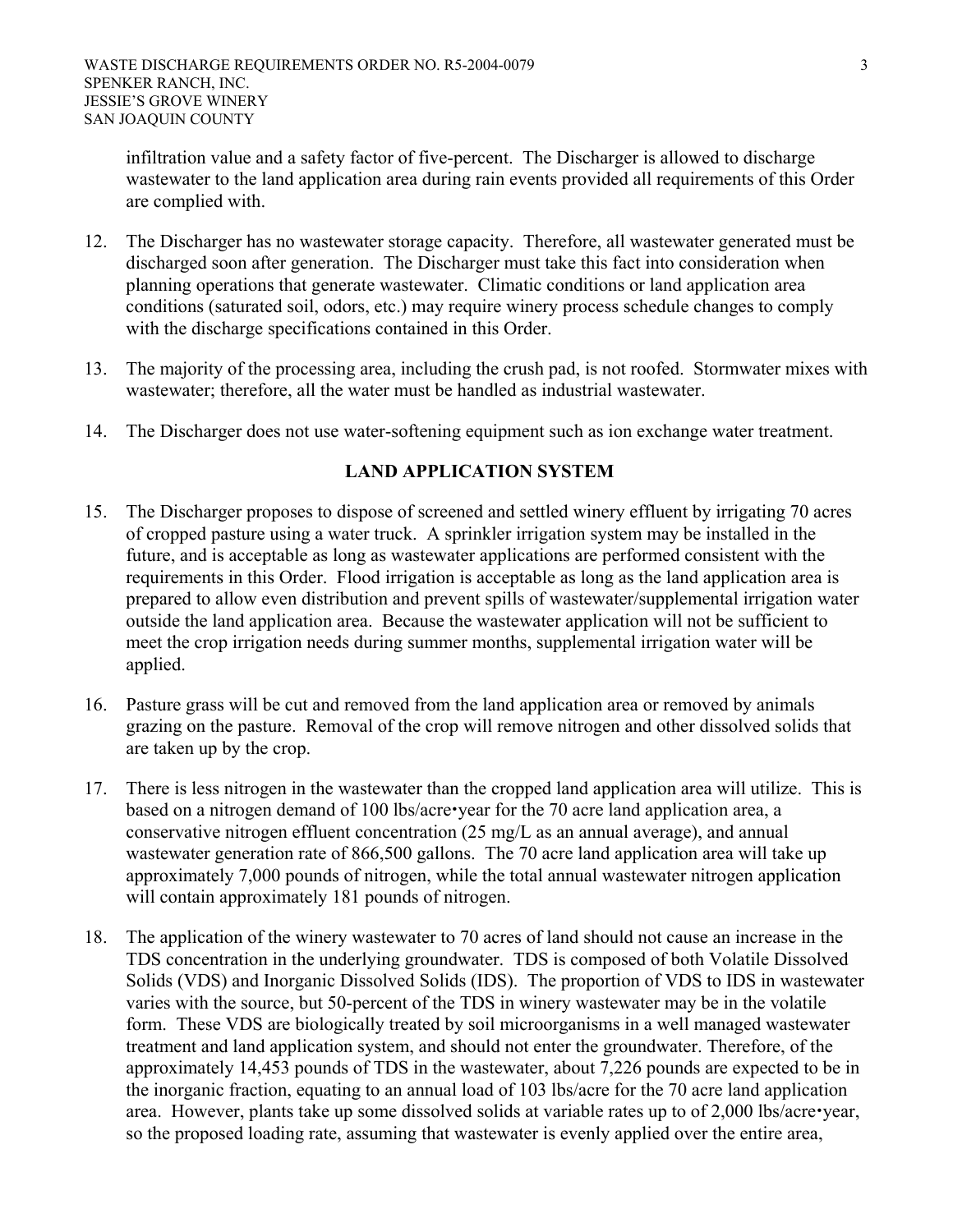infiltration value and a safety factor of five-percent. The Discharger is allowed to discharge wastewater to the land application area during rain events provided all requirements of this Order are complied with.

12. The Discharger has no wastewater storage capacity. Therefore, all wastewater generated must be discharged soon after generation. The Discharger must take this fact into consideration when planning operations that generate wastewater. Climatic conditions or land application area conditions (saturated soil, odors, etc.) may require winery process schedule changes to comply with the discharge specifications contained in this Order.

13. The majority of the processing area, including the crush pad, is not roofed. Stormwater mixes with wastewater; therefore, all the water must be handled as industrial wastewater.

14. The Discharger does not use water-softening equipment such as ion exchange water treatment.

## LAND APPLICATION SYSTEM

15. The Discharger proposes to dispose of screened and settled winery effluent by irrigating 70 acres of cropped pasture using a water truck. A sprinkler irrigation system may be installed in the future, and is acceptable as long as wastewater applications are performed consistent with the requirements in this Order. Flood irrigation is acceptable as long as the land application area is prepared to allow even distribution and prevent spills of wastewater/supplemental irrigation water outside the land application area. Because the wastewater application will not be sufficient to meet the crop irrigation needs during summer months, supplemental irrigation water will be applied.

16. Pasture grass will be cut and removed from the land application area or removed by animals grazing on the pasture. Removal of the crop will remove nitrogen and other dissolved solids that are taken up by the crop.

17. There is less nitrogen in the wastewater than the cropped land application area will utilize. This is based on a nitrogen demand of 100 lbs/acre•year for the 70 acre land application area, a conservative nitrogen effluent concentration (25 mg/L as an annual average), and annual wastewater generation rate of 866,500 gallons. The 70 acre land application area will take up approximately 7,000 pounds of nitrogen, while the total annual wastewater nitrogen application will contain approximately 181 pounds of nitrogen.

18. The application of the winery wastewater to 70 acres of land should not cause an increase in the TDS concentration in the underlying groundwater. TDS is composed of both Volatile Dissolved Solids (VDS) and Inorganic Dissolved Solids (IDS). The proportion of VDS to IDS in wastewater varies with the source, but 50-percent of the TDS in winery wastewater may be in the volatile form. These VDS are biologically treated by soil microorganisms in a well managed wastewater treatment and land application system, and should not enter the groundwater. Therefore, of the approximately 14,453 pounds of TDS in the wastewater, about 7,226 pounds are expected to be in the inorganic fraction, equating to an annual load of 103 lbs/acre for the 70 acre land application area. However, plants take up some dissolved solids at variable rates up to of 2,000 lbs/acre•year, so the proposed loading rate, assuming that wastewater is evenly applied over the entire area,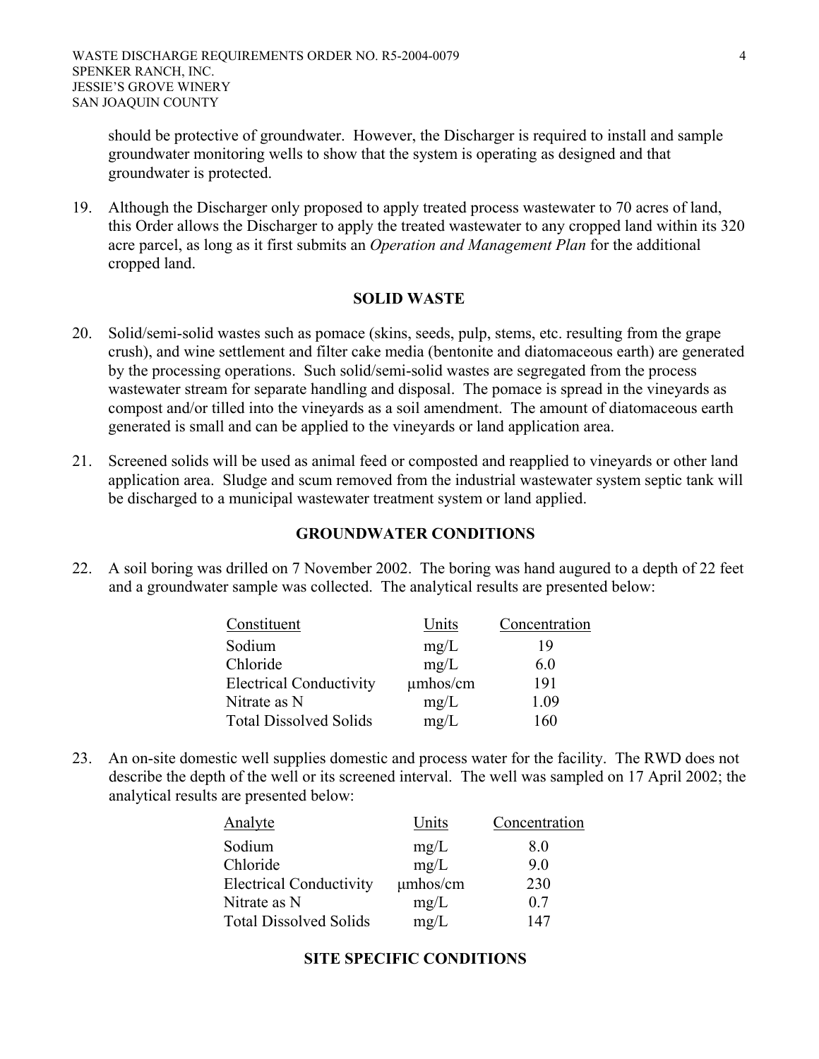should be protective of groundwater. However, the Discharger is required to install and sample groundwater monitoring wells to show that the system is operating as designed and that groundwater is protected.

19. Although the Discharger only proposed to apply treated process wastewater to 70 acres of land, this Order allows the Discharger to apply the treated wastewater to any cropped land within its 320 acre parcel, as long as it first submits an *Operation and Management Plan* for the additional cropped land.

## SOLID WASTE

20. Solid/semi-solid wastes such as pomace (skins, seeds, pulp, stems, etc. resulting from the grape crush), and wine settlement and filter cake media (bentonite and diatomaceous earth) are generated by the processing operations. Such solid/semi-solid wastes are segregated from the process wastewater stream for separate handling and disposal. The pomace is spread in the vineyards as compost and/or tilled into the vineyards as a soil amendment. The amount of diatomaceous earth generated is small and can be applied to the vineyards or land application area.

21. Screened solids will be used as animal feed or composted and reapplied to vineyards or other land application area. Sludge and scum removed from the industrial wastewater system septic tank will be discharged to a municipal wastewater treatment system or land applied.

## GROUNDWATER CONDITIONS

22. A soil boring was drilled on 7 November 2002. The boring was hand augured to a depth of 22 feet and a groundwater sample was collected. The analytical results are presented below:

| Constituent | Units | Concentration |
|---|---|---|
| Sodium | mg/L | 19 |
| Chloride | mg/L | 6.0 |
| Electrical Conductivity | µmhos/cm | 191 |
| Nitrate as N | mg/L | 1.09 |
| Total Dissolved Solids | mg/L | 160 |

23. An on-site domestic well supplies domestic and process water for the facility. The RWD does not describe the depth of the well or its screened interval. The well was sampled on 17 April 2002; the analytical results are presented below:

| Analyte | Units | Concentration |
|---|---|---|
| Sodium | mg/L | 8.0 |
| Chloride | mg/L | 9.0 |
| Electrical Conductivity | µmhos/cm | 230 |
| Nitrate as N | mg/L | 0.7 |
| Total Dissolved Solids | mg/L | 147 |

## SITE SPECIFIC CONDITIONS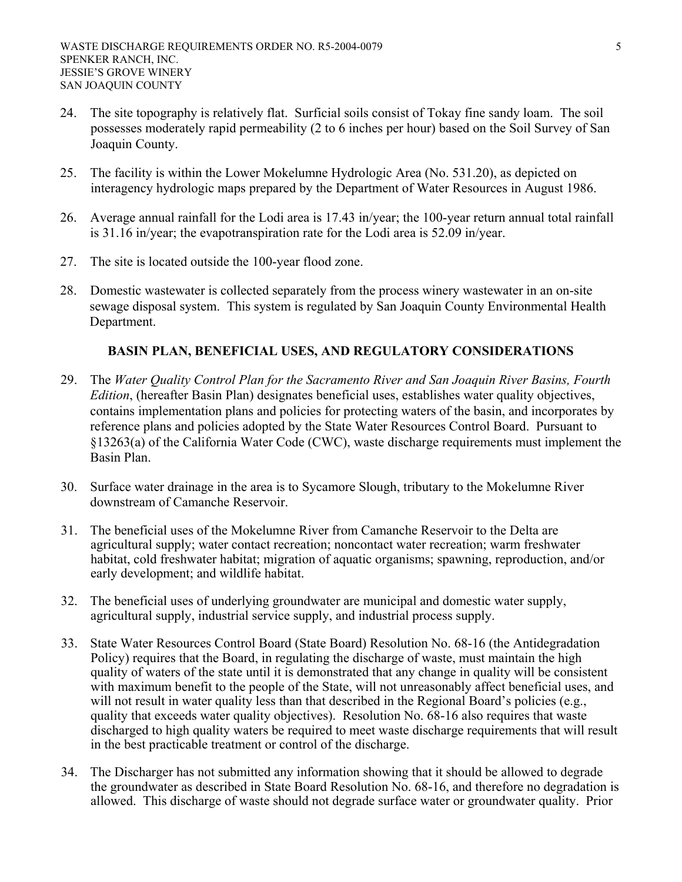24. The site topography is relatively flat. Surficial soils consist of Tokay fine sandy loam. The soil possesses moderately rapid permeability (2 to 6 inches per hour) based on the Soil Survey of San Joaquin County.

25. The facility is within the Lower Mokelumne Hydrologic Area (No. 531.20), as depicted on interagency hydrologic maps prepared by the Department of Water Resources in August 1986.

26. Average annual rainfall for the Lodi area is 17.43 in/year; the 100-year return annual total rainfall is 31.16 in/year; the evapotranspiration rate for the Lodi area is 52.09 in/year.

27. The site is located outside the 100-year flood zone.

28. Domestic wastewater is collected separately from the process winery wastewater in an on-site sewage disposal system. This system is regulated by San Joaquin County Environmental Health Department.

## BASIN PLAN, BENEFICIAL USES, AND REGULATORY CONSIDERATIONS

29. The *Water Quality Control Plan for the Sacramento River and San Joaquin River Basins, Fourth Edition*, (hereafter Basin Plan) designates beneficial uses, establishes water quality objectives, contains implementation plans and policies for protecting waters of the basin, and incorporates by reference plans and policies adopted by the State Water Resources Control Board. Pursuant to §13263(a) of the California Water Code (CWC), waste discharge requirements must implement the Basin Plan.

30. Surface water drainage in the area is to Sycamore Slough, tributary to the Mokelumne River downstream of Camanche Reservoir.

31. The beneficial uses of the Mokelumne River from Camanche Reservoir to the Delta are agricultural supply; water contact recreation; noncontact water recreation; warm freshwater habitat, cold freshwater habitat; migration of aquatic organisms; spawning, reproduction, and/or early development; and wildlife habitat.

32. The beneficial uses of underlying groundwater are municipal and domestic water supply, agricultural supply, industrial service supply, and industrial process supply.

33. State Water Resources Control Board (State Board) Resolution No. 68-16 (the Antidegradation Policy) requires that the Board, in regulating the discharge of waste, must maintain the high quality of waters of the state until it is demonstrated that any change in quality will be consistent with maximum benefit to the people of the State, will not unreasonably affect beneficial uses, and will not result in water quality less than that described in the Regional Board's policies (e.g., quality that exceeds water quality objectives). Resolution No. 68-16 also requires that waste discharged to high quality waters be required to meet waste discharge requirements that will result in the best practicable treatment or control of the discharge.

34. The Discharger has not submitted any information showing that it should be allowed to degrade the groundwater as described in State Board Resolution No. 68-16, and therefore no degradation is allowed. This discharge of waste should not degrade surface water or groundwater quality. Prior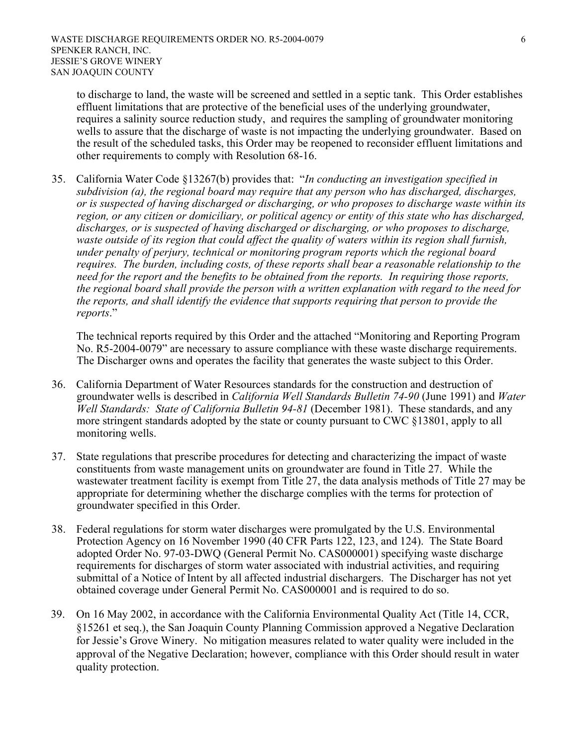to discharge to land, the waste will be screened and settled in a septic tank. This Order establishes effluent limitations that are protective of the beneficial uses of the underlying groundwater, requires a salinity source reduction study, and requires the sampling of groundwater monitoring wells to assure that the discharge of waste is not impacting the underlying groundwater. Based on the result of the scheduled tasks, this Order may be reopened to reconsider effluent limitations and other requirements to comply with Resolution 68-16.

35. California Water Code §13267(b) provides that: "*In conducting an investigation specified in subdivision (a), the regional board may require that any person who has discharged, discharges, or is suspected of having discharged or discharging, or who proposes to discharge waste within its region, or any citizen or domiciliary, or political agency or entity of this state who has discharged, discharges, or is suspected of having discharged or discharging, or who proposes to discharge, waste outside of its region that could affect the quality of waters within its region shall furnish, under penalty of perjury, technical or monitoring program reports which the regional board requires. The burden, including costs, of these reports shall bear a reasonable relationship to the need for the report and the benefits to be obtained from the reports. In requiring those reports, the regional board shall provide the person with a written explanation with regard to the need for the reports, and shall identify the evidence that supports requiring that person to provide the reports*."

    The technical reports required by this Order and the attached "Monitoring and Reporting Program No. R5-2004-0079" are necessary to assure compliance with these waste discharge requirements. The Discharger owns and operates the facility that generates the waste subject to this Order.

36. California Department of Water Resources standards for the construction and destruction of groundwater wells is described in *California Well Standards Bulletin 74-90* (June 1991) and *Water Well Standards: State of California Bulletin 94-81* (December 1981). These standards, and any more stringent standards adopted by the state or county pursuant to CWC §13801, apply to all monitoring wells.

37. State regulations that prescribe procedures for detecting and characterizing the impact of waste constituents from waste management units on groundwater are found in Title 27. While the wastewater treatment facility is exempt from Title 27, the data analysis methods of Title 27 may be appropriate for determining whether the discharge complies with the terms for protection of groundwater specified in this Order.

38. Federal regulations for storm water discharges were promulgated by the U.S. Environmental Protection Agency on 16 November 1990 (40 CFR Parts 122, 123, and 124). The State Board adopted Order No. 97-03-DWQ (General Permit No. CAS000001) specifying waste discharge requirements for discharges of storm water associated with industrial activities, and requiring submittal of a Notice of Intent by all affected industrial dischargers. The Discharger has not yet obtained coverage under General Permit No. CAS000001 and is required to do so.

39. On 16 May 2002, in accordance with the California Environmental Quality Act (Title 14, CCR, §15261 et seq.), the San Joaquin County Planning Commission approved a Negative Declaration for Jessie's Grove Winery. No mitigation measures related to water quality were included in the approval of the Negative Declaration; however, compliance with this Order should result in water quality protection.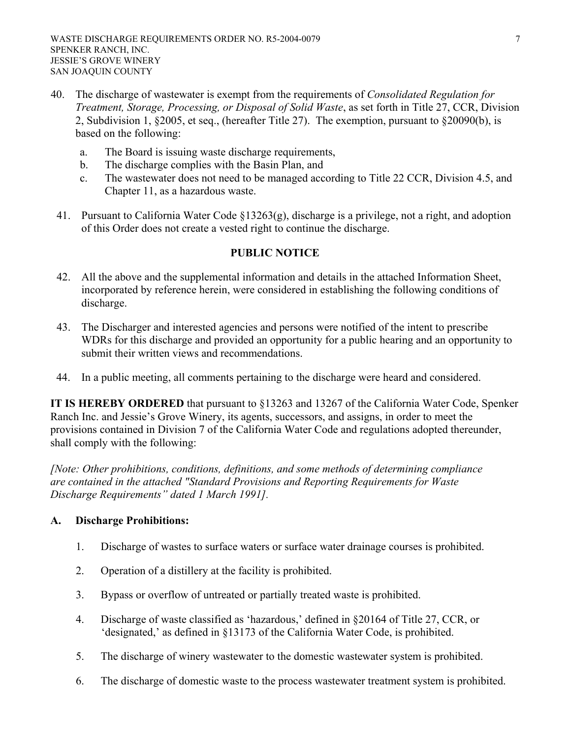40. The discharge of wastewater is exempt from the requirements of *Consolidated Regulation for Treatment, Storage, Processing, or Disposal of Solid Waste*, as set forth in Title 27, CCR, Division 2, Subdivision 1, §2005, et seq., (hereafter Title 27). The exemption, pursuant to §20090(b), is based on the following:

    a. The Board is issuing waste discharge requirements,
    b. The discharge complies with the Basin Plan, and
    c. The wastewater does not need to be managed according to Title 22 CCR, Division 4.5, and Chapter 11, as a hazardous waste.

41. Pursuant to California Water Code §13263(g), discharge is a privilege, not a right, and adoption of this Order does not create a vested right to continue the discharge.

**PUBLIC NOTICE**

42. All the above and the supplemental information and details in the attached Information Sheet, incorporated by reference herein, were considered in establishing the following conditions of discharge.

43. The Discharger and interested agencies and persons were notified of the intent to prescribe WDRs for this discharge and provided an opportunity for a public hearing and an opportunity to submit their written views and recommendations.

44. In a public meeting, all comments pertaining to the discharge were heard and considered.

**IT IS HEREBY ORDERED** that pursuant to §13263 and 13267 of the California Water Code, Spenker Ranch Inc. and Jessie's Grove Winery, its agents, successors, and assigns, in order to meet the provisions contained in Division 7 of the California Water Code and regulations adopted thereunder, shall comply with the following:

*[Note: Other prohibitions, conditions, definitions, and some methods of determining compliance are contained in the attached "Standard Provisions and Reporting Requirements for Waste Discharge Requirements" dated 1 March 1991].*

## A. Discharge Prohibitions:

1. Discharge of wastes to surface waters or surface water drainage courses is prohibited.

2. Operation of a distillery at the facility is prohibited.

3. Bypass or overflow of untreated or partially treated waste is prohibited.

4. Discharge of waste classified as 'hazardous,' defined in §20164 of Title 27, CCR, or 'designated,' as defined in §13173 of the California Water Code, is prohibited.

5. The discharge of winery wastewater to the domestic wastewater system is prohibited.

6. The discharge of domestic waste to the process wastewater treatment system is prohibited.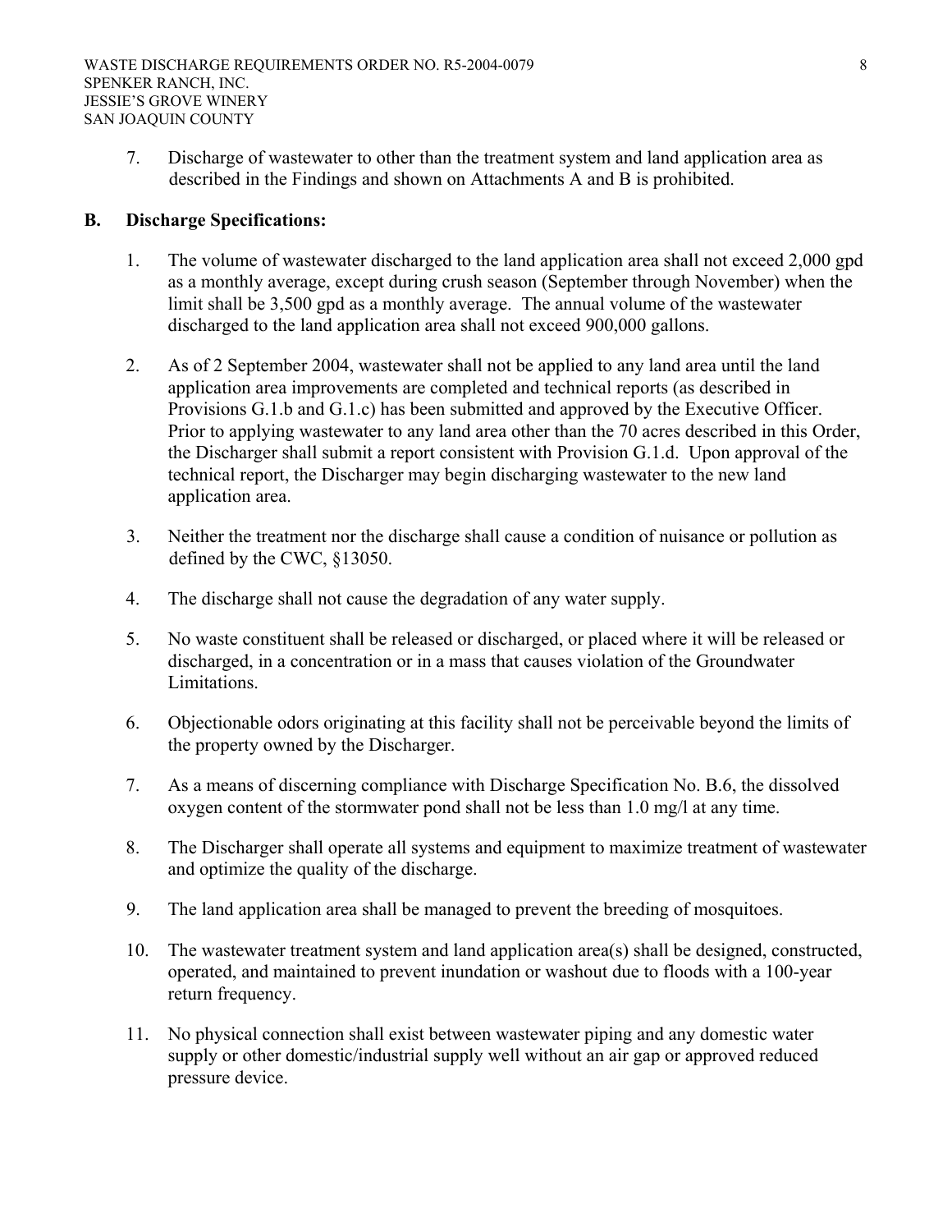7. Discharge of wastewater to other than the treatment system and land application area as described in the Findings and shown on Attachments A and B is prohibited.

## B. Discharge Specifications:

1. The volume of wastewater discharged to the land application area shall not exceed 2,000 gpd as a monthly average, except during crush season (September through November) when the limit shall be 3,500 gpd as a monthly average. The annual volume of the wastewater discharged to the land application area shall not exceed 900,000 gallons.

2. As of 2 September 2004, wastewater shall not be applied to any land area until the land application area improvements are completed and technical reports (as described in Provisions G.1.b and G.1.c) has been submitted and approved by the Executive Officer. Prior to applying wastewater to any land area other than the 70 acres described in this Order, the Discharger shall submit a report consistent with Provision G.1.d. Upon approval of the technical report, the Discharger may begin discharging wastewater to the new land application area.

3. Neither the treatment nor the discharge shall cause a condition of nuisance or pollution as defined by the CWC, §13050.

4. The discharge shall not cause the degradation of any water supply.

5. No waste constituent shall be released or discharged, or placed where it will be released or discharged, in a concentration or in a mass that causes violation of the Groundwater Limitations.

6. Objectionable odors originating at this facility shall not be perceivable beyond the limits of the property owned by the Discharger.

7. As a means of discerning compliance with Discharge Specification No. B.6, the dissolved oxygen content of the stormwater pond shall not be less than 1.0 mg/l at any time.

8. The Discharger shall operate all systems and equipment to maximize treatment of wastewater and optimize the quality of the discharge.

9. The land application area shall be managed to prevent the breeding of mosquitoes.

10. The wastewater treatment system and land application area(s) shall be designed, constructed, operated, and maintained to prevent inundation or washout due to floods with a 100-year return frequency.

11. No physical connection shall exist between wastewater piping and any domestic water supply or other domestic/industrial supply well without an air gap or approved reduced pressure device.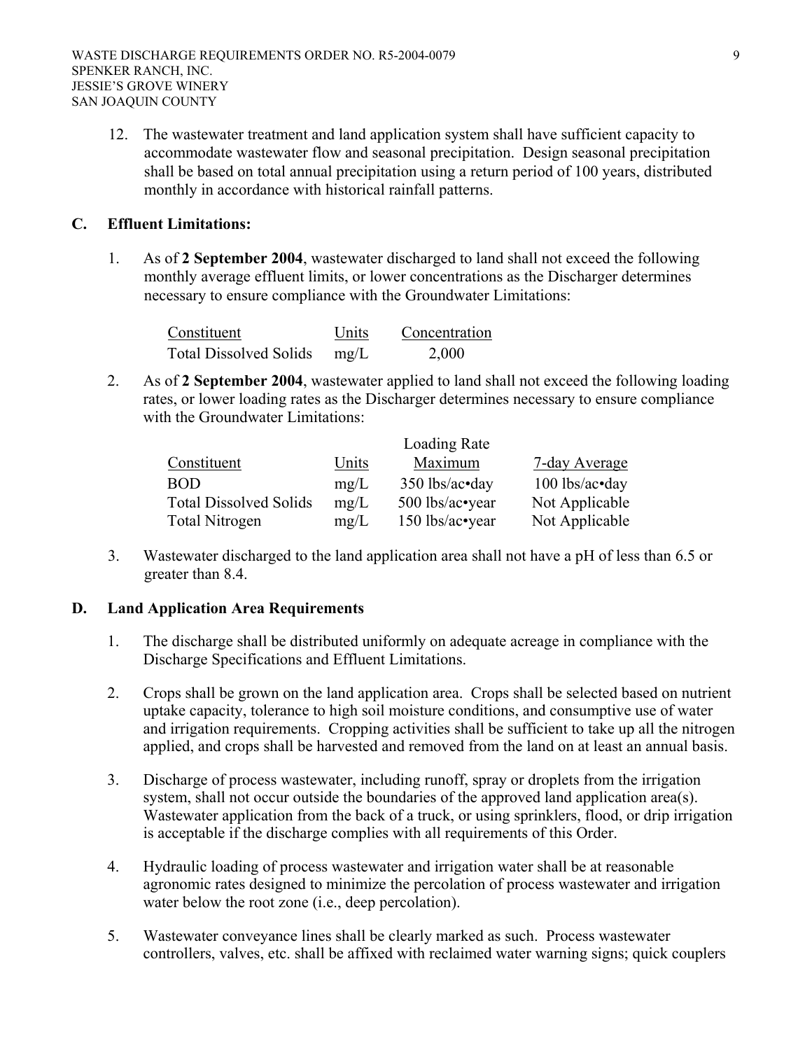12. The wastewater treatment and land application system shall have sufficient capacity to accommodate wastewater flow and seasonal precipitation. Design seasonal precipitation shall be based on total annual precipitation using a return period of 100 years, distributed monthly in accordance with historical rainfall patterns.

## C. Effluent Limitations:

1. As of **2 September 2004**, wastewater discharged to land shall not exceed the following monthly average effluent limits, or lower concentrations as the Discharger determines necessary to ensure compliance with the Groundwater Limitations:

| Constituent | Units | Concentration |
|---|---|---|
| Total Dissolved Solids | mg/L | 2,000 |

2. As of **2 September 2004**, wastewater applied to land shall not exceed the following loading rates, or lower loading rates as the Discharger determines necessary to ensure compliance with the Groundwater Limitations:

| | | Loading Rate | |
|---|---|---|---|
| Constituent | Units | Maximum | 7-day Average |
| BOD | mg/L | 350 lbs/ac•day | 100 lbs/ac•day |
| Total Dissolved Solids | mg/L | 500 lbs/ac•year | Not Applicable |
| Total Nitrogen | mg/L | 150 lbs/ac•year | Not Applicable |

3. Wastewater discharged to the land application area shall not have a pH of less than 6.5 or greater than 8.4.

## D. Land Application Area Requirements

1. The discharge shall be distributed uniformly on adequate acreage in compliance with the Discharge Specifications and Effluent Limitations.

2. Crops shall be grown on the land application area. Crops shall be selected based on nutrient uptake capacity, tolerance to high soil moisture conditions, and consumptive use of water and irrigation requirements. Cropping activities shall be sufficient to take up all the nitrogen applied, and crops shall be harvested and removed from the land on at least an annual basis.

3. Discharge of process wastewater, including runoff, spray or droplets from the irrigation system, shall not occur outside the boundaries of the approved land application area(s). Wastewater application from the back of a truck, or using sprinklers, flood, or drip irrigation is acceptable if the discharge complies with all requirements of this Order.

4. Hydraulic loading of process wastewater and irrigation water shall be at reasonable agronomic rates designed to minimize the percolation of process wastewater and irrigation water below the root zone (i.e., deep percolation).

5. Wastewater conveyance lines shall be clearly marked as such. Process wastewater controllers, valves, etc. shall be affixed with reclaimed water warning signs; quick couplers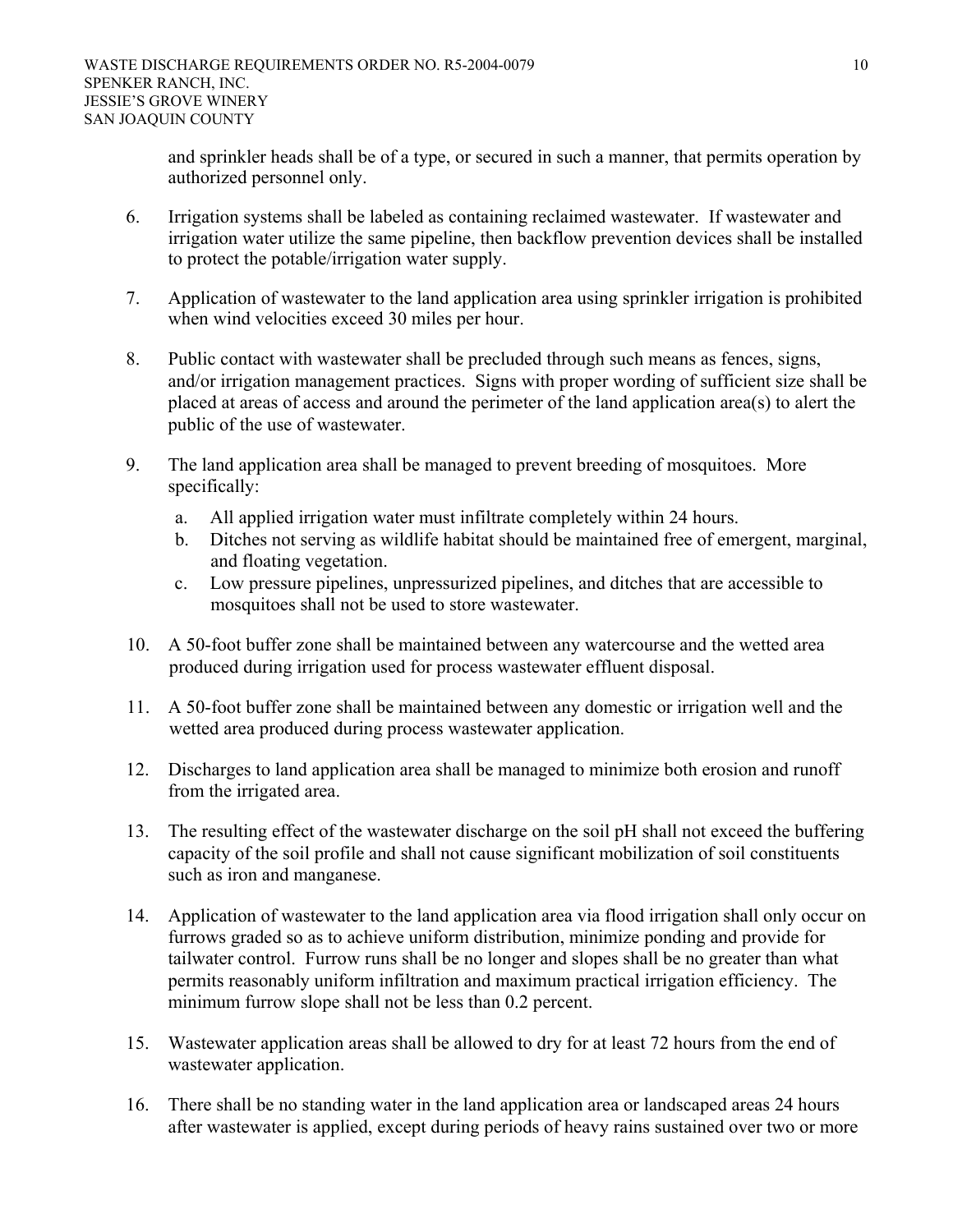and sprinkler heads shall be of a type, or secured in such a manner, that permits operation by authorized personnel only.

6. Irrigation systems shall be labeled as containing reclaimed wastewater. If wastewater and irrigation water utilize the same pipeline, then backflow prevention devices shall be installed to protect the potable/irrigation water supply.

7. Application of wastewater to the land application area using sprinkler irrigation is prohibited when wind velocities exceed 30 miles per hour.

8. Public contact with wastewater shall be precluded through such means as fences, signs, and/or irrigation management practices. Signs with proper wording of sufficient size shall be placed at areas of access and around the perimeter of the land application area(s) to alert the public of the use of wastewater.

9. The land application area shall be managed to prevent breeding of mosquitoes. More specifically:

   a. All applied irrigation water must infiltrate completely within 24 hours.
   b. Ditches not serving as wildlife habitat should be maintained free of emergent, marginal, and floating vegetation.
   c. Low pressure pipelines, unpressurized pipelines, and ditches that are accessible to mosquitoes shall not be used to store wastewater.

10. A 50-foot buffer zone shall be maintained between any watercourse and the wetted area produced during irrigation used for process wastewater effluent disposal.

11. A 50-foot buffer zone shall be maintained between any domestic or irrigation well and the wetted area produced during process wastewater application.

12. Discharges to land application area shall be managed to minimize both erosion and runoff from the irrigated area.

13. The resulting effect of the wastewater discharge on the soil pH shall not exceed the buffering capacity of the soil profile and shall not cause significant mobilization of soil constituents such as iron and manganese.

14. Application of wastewater to the land application area via flood irrigation shall only occur on furrows graded so as to achieve uniform distribution, minimize ponding and provide for tailwater control. Furrow runs shall be no longer and slopes shall be no greater than what permits reasonably uniform infiltration and maximum practical irrigation efficiency. The minimum furrow slope shall not be less than 0.2 percent.

15. Wastewater application areas shall be allowed to dry for at least 72 hours from the end of wastewater application.

16. There shall be no standing water in the land application area or landscaped areas 24 hours after wastewater is applied, except during periods of heavy rains sustained over two or more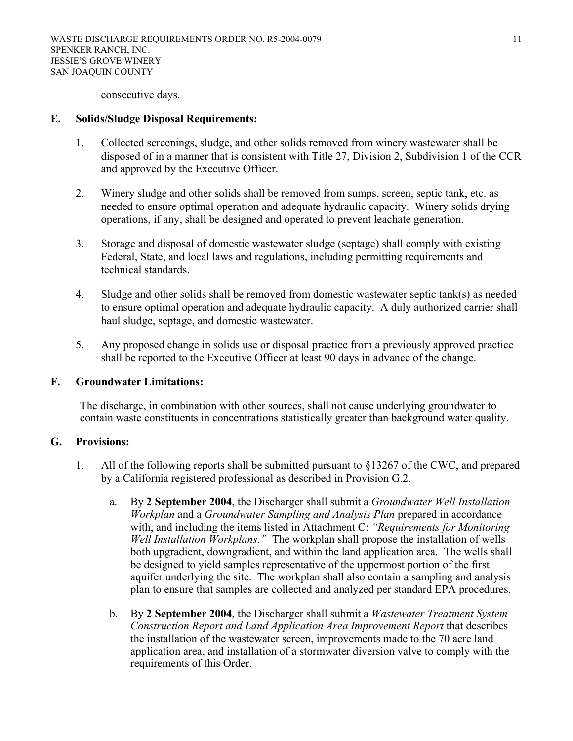consecutive days.

**E. Solids/Sludge Disposal Requirements:**

1. Collected screenings, sludge, and other solids removed from winery wastewater shall be disposed of in a manner that is consistent with Title 27, Division 2, Subdivision 1 of the CCR and approved by the Executive Officer.

2. Winery sludge and other solids shall be removed from sumps, screen, septic tank, etc. as needed to ensure optimal operation and adequate hydraulic capacity. Winery solids drying operations, if any, shall be designed and operated to prevent leachate generation.

3. Storage and disposal of domestic wastewater sludge (septage) shall comply with existing Federal, State, and local laws and regulations, including permitting requirements and technical standards.

4. Sludge and other solids shall be removed from domestic wastewater septic tank(s) as needed to ensure optimal operation and adequate hydraulic capacity. A duly authorized carrier shall haul sludge, septage, and domestic wastewater.

5. Any proposed change in solids use or disposal practice from a previously approved practice shall be reported to the Executive Officer at least 90 days in advance of the change.

**F. Groundwater Limitations:**

The discharge, in combination with other sources, shall not cause underlying groundwater to contain waste constituents in concentrations statistically greater than background water quality.

**G. Provisions:**

1. All of the following reports shall be submitted pursuant to §13267 of the CWC, and prepared by a California registered professional as described in Provision G.2.

   a. By **2 September 2004**, the Discharger shall submit a *Groundwater Well Installation Workplan* and a *Groundwater Sampling and Analysis Plan* prepared in accordance with, and including the items listed in Attachment C: *"Requirements for Monitoring Well Installation Workplans."* The workplan shall propose the installation of wells both upgradient, downgradient, and within the land application area. The wells shall be designed to yield samples representative of the uppermost portion of the first aquifer underlying the site. The workplan shall also contain a sampling and analysis plan to ensure that samples are collected and analyzed per standard EPA procedures.

   b. By **2 September 2004**, the Discharger shall submit a *Wastewater Treatment System Construction Report and Land Application Area Improvement Report* that describes the installation of the wastewater screen, improvements made to the 70 acre land application area, and installation of a stormwater diversion valve to comply with the requirements of this Order.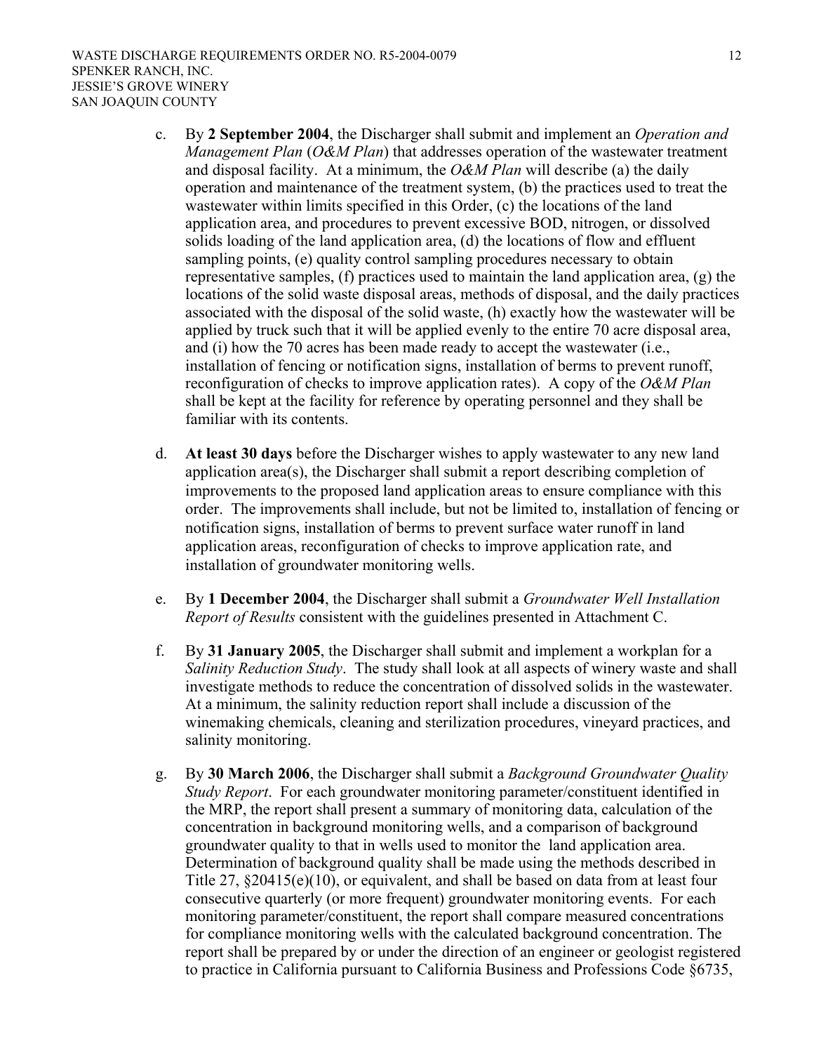c. By **2 September 2004**, the Discharger shall submit and implement an *Operation and Management Plan* (*O&M Plan*) that addresses operation of the wastewater treatment and disposal facility. At a minimum, the *O&M Plan* will describe (a) the daily operation and maintenance of the treatment system, (b) the practices used to treat the wastewater within limits specified in this Order, (c) the locations of the land application area, and procedures to prevent excessive BOD, nitrogen, or dissolved solids loading of the land application area, (d) the locations of flow and effluent sampling points, (e) quality control sampling procedures necessary to obtain representative samples, (f) practices used to maintain the land application area, (g) the locations of the solid waste disposal areas, methods of disposal, and the daily practices associated with the disposal of the solid waste, (h) exactly how the wastewater will be applied by truck such that it will be applied evenly to the entire 70 acre disposal area, and (i) how the 70 acres has been made ready to accept the wastewater (i.e., installation of fencing or notification signs, installation of berms to prevent runoff, reconfiguration of checks to improve application rates). A copy of the *O&M Plan* shall be kept at the facility for reference by operating personnel and they shall be familiar with its contents.

d. **At least 30 days** before the Discharger wishes to apply wastewater to any new land application area(s), the Discharger shall submit a report describing completion of improvements to the proposed land application areas to ensure compliance with this order. The improvements shall include, but not be limited to, installation of fencing or notification signs, installation of berms to prevent surface water runoff in land application areas, reconfiguration of checks to improve application rate, and installation of groundwater monitoring wells.

e. By **1 December 2004**, the Discharger shall submit a *Groundwater Well Installation Report of Results* consistent with the guidelines presented in Attachment C.

f. By **31 January 2005**, the Discharger shall submit and implement a workplan for a *Salinity Reduction Study*. The study shall look at all aspects of winery waste and shall investigate methods to reduce the concentration of dissolved solids in the wastewater. At a minimum, the salinity reduction report shall include a discussion of the winemaking chemicals, cleaning and sterilization procedures, vineyard practices, and salinity monitoring.

g. By **30 March 2006**, the Discharger shall submit a *Background Groundwater Quality Study Report*. For each groundwater monitoring parameter/constituent identified in the MRP, the report shall present a summary of monitoring data, calculation of the concentration in background monitoring wells, and a comparison of background groundwater quality to that in wells used to monitor the land application area. Determination of background quality shall be made using the methods described in Title 27, §20415(e)(10), or equivalent, and shall be based on data from at least four consecutive quarterly (or more frequent) groundwater monitoring events. For each monitoring parameter/constituent, the report shall compare measured concentrations for compliance monitoring wells with the calculated background concentration. The report shall be prepared by or under the direction of an engineer or geologist registered to practice in California pursuant to California Business and Professions Code §6735,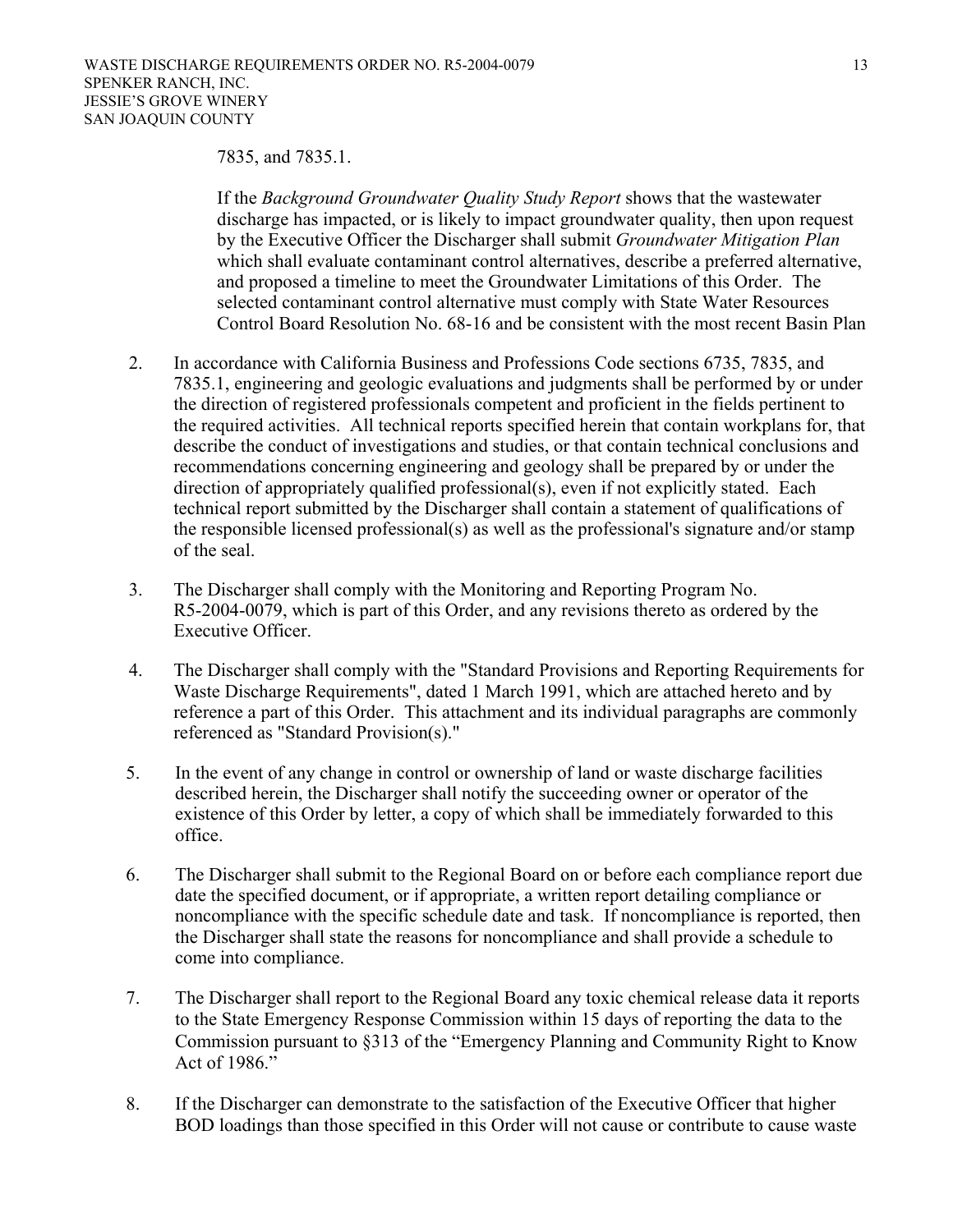7835, and 7835.1.

If the *Background Groundwater Quality Study Report* shows that the wastewater discharge has impacted, or is likely to impact groundwater quality, then upon request by the Executive Officer the Discharger shall submit *Groundwater Mitigation Plan* which shall evaluate contaminant control alternatives, describe a preferred alternative, and proposed a timeline to meet the Groundwater Limitations of this Order. The selected contaminant control alternative must comply with State Water Resources Control Board Resolution No. 68-16 and be consistent with the most recent Basin Plan

2. In accordance with California Business and Professions Code sections 6735, 7835, and 7835.1, engineering and geologic evaluations and judgments shall be performed by or under the direction of registered professionals competent and proficient in the fields pertinent to the required activities. All technical reports specified herein that contain workplans for, that describe the conduct of investigations and studies, or that contain technical conclusions and recommendations concerning engineering and geology shall be prepared by or under the direction of appropriately qualified professional(s), even if not explicitly stated. Each technical report submitted by the Discharger shall contain a statement of qualifications of the responsible licensed professional(s) as well as the professional's signature and/or stamp of the seal.

3. The Discharger shall comply with the Monitoring and Reporting Program No. R5-2004-0079, which is part of this Order, and any revisions thereto as ordered by the Executive Officer.

4. The Discharger shall comply with the "Standard Provisions and Reporting Requirements for Waste Discharge Requirements", dated 1 March 1991, which are attached hereto and by reference a part of this Order. This attachment and its individual paragraphs are commonly referenced as "Standard Provision(s)."

5. In the event of any change in control or ownership of land or waste discharge facilities described herein, the Discharger shall notify the succeeding owner or operator of the existence of this Order by letter, a copy of which shall be immediately forwarded to this office.

6. The Discharger shall submit to the Regional Board on or before each compliance report due date the specified document, or if appropriate, a written report detailing compliance or noncompliance with the specific schedule date and task. If noncompliance is reported, then the Discharger shall state the reasons for noncompliance and shall provide a schedule to come into compliance.

7. The Discharger shall report to the Regional Board any toxic chemical release data it reports to the State Emergency Response Commission within 15 days of reporting the data to the Commission pursuant to §313 of the "Emergency Planning and Community Right to Know Act of 1986."

8. If the Discharger can demonstrate to the satisfaction of the Executive Officer that higher BOD loadings than those specified in this Order will not cause or contribute to cause waste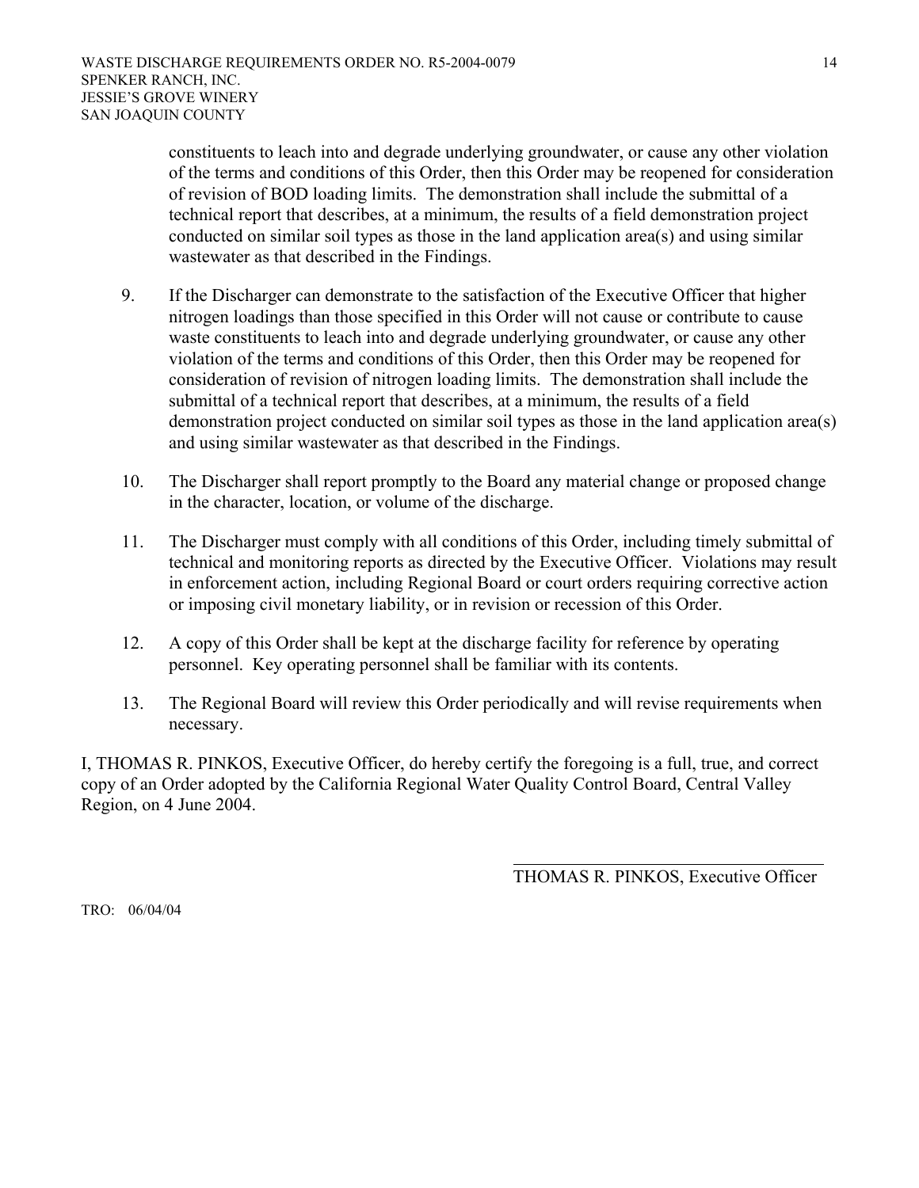constituents to leach into and degrade underlying groundwater, or cause any other violation of the terms and conditions of this Order, then this Order may be reopened for consideration of revision of BOD loading limits. The demonstration shall include the submittal of a technical report that describes, at a minimum, the results of a field demonstration project conducted on similar soil types as those in the land application area(s) and using similar wastewater as that described in the Findings.

9. If the Discharger can demonstrate to the satisfaction of the Executive Officer that higher nitrogen loadings than those specified in this Order will not cause or contribute to cause waste constituents to leach into and degrade underlying groundwater, or cause any other violation of the terms and conditions of this Order, then this Order may be reopened for consideration of revision of nitrogen loading limits. The demonstration shall include the submittal of a technical report that describes, at a minimum, the results of a field demonstration project conducted on similar soil types as those in the land application area(s) and using similar wastewater as that described in the Findings.

10. The Discharger shall report promptly to the Board any material change or proposed change in the character, location, or volume of the discharge.

11. The Discharger must comply with all conditions of this Order, including timely submittal of technical and monitoring reports as directed by the Executive Officer. Violations may result in enforcement action, including Regional Board or court orders requiring corrective action or imposing civil monetary liability, or in revision or recession of this Order.

12. A copy of this Order shall be kept at the discharge facility for reference by operating personnel. Key operating personnel shall be familiar with its contents.

13. The Regional Board will review this Order periodically and will revise requirements when necessary.

I, THOMAS R. PINKOS, Executive Officer, do hereby certify the foregoing is a full, true, and correct copy of an Order adopted by the California Regional Water Quality Control Board, Central Valley Region, on 4 June 2004.

THOMAS R. PINKOS, Executive Officer

TRO: 06/04/04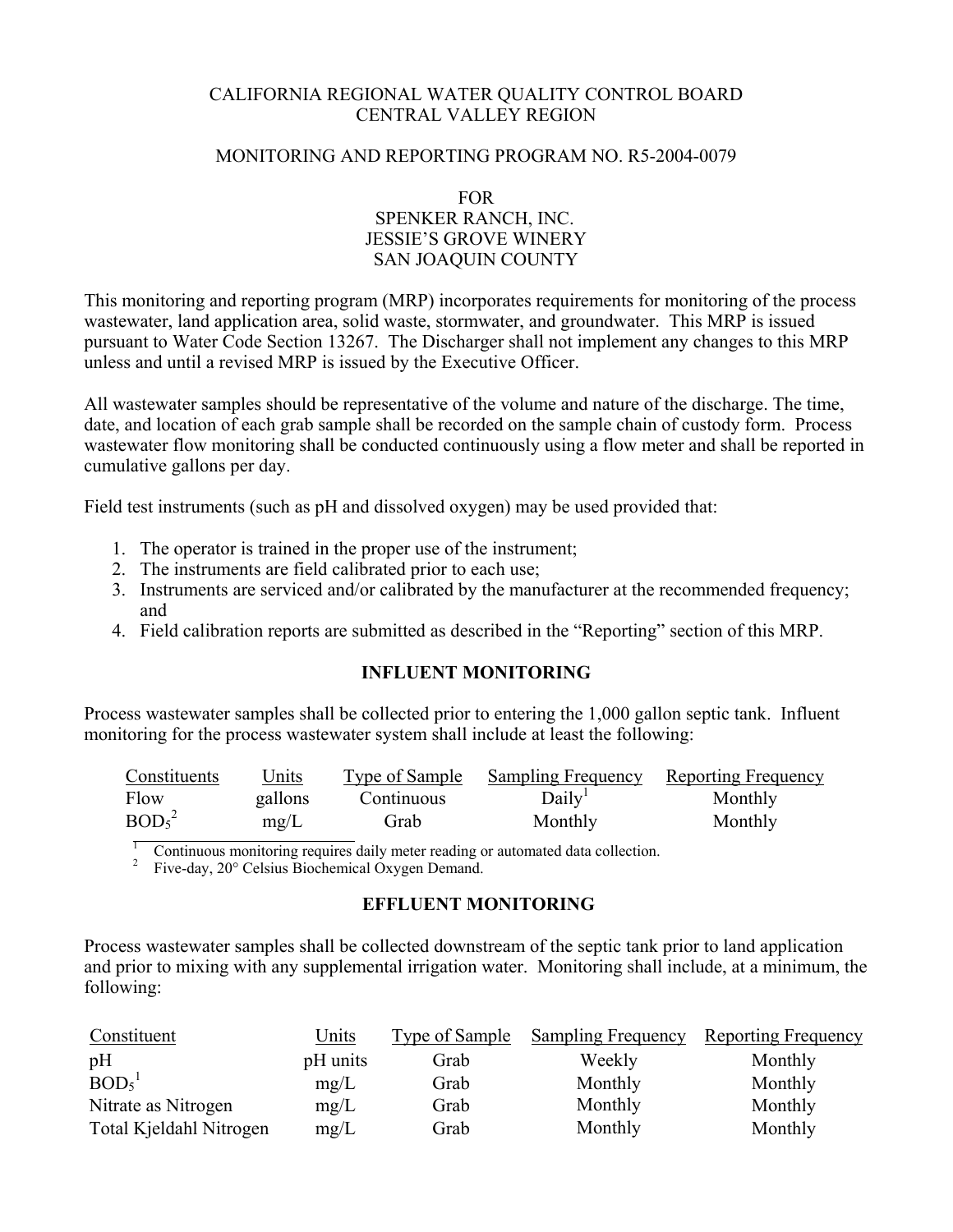CALIFORNIA REGIONAL WATER QUALITY CONTROL BOARD
CENTRAL VALLEY REGION

MONITORING AND REPORTING PROGRAM NO. R5-2004-0079

FOR
SPENKER RANCH, INC.
JESSIE'S GROVE WINERY
SAN JOAQUIN COUNTY

This monitoring and reporting program (MRP) incorporates requirements for monitoring of the process wastewater, land application area, solid waste, stormwater, and groundwater. This MRP is issued pursuant to Water Code Section 13267. The Discharger shall not implement any changes to this MRP unless and until a revised MRP is issued by the Executive Officer.

All wastewater samples should be representative of the volume and nature of the discharge. The time, date, and location of each grab sample shall be recorded on the sample chain of custody form. Process wastewater flow monitoring shall be conducted continuously using a flow meter and shall be reported in cumulative gallons per day.

Field test instruments (such as pH and dissolved oxygen) may be used provided that:

1. The operator is trained in the proper use of the instrument;
2. The instruments are field calibrated prior to each use;
3. Instruments are serviced and/or calibrated by the manufacturer at the recommended frequency; and
4. Field calibration reports are submitted as described in the "Reporting" section of this MRP.

## INFLUENT MONITORING

Process wastewater samples shall be collected prior to entering the 1,000 gallon septic tank. Influent monitoring for the process wastewater system shall include at least the following:

| Constituents | Units | Type of Sample | Sampling Frequency | Reporting Frequency |
|---|---|---|---|---|
| Flow | gallons | Continuous | Daily[1] | Monthly |
| $BOD_5$[2] | mg/L | Grab | Monthly | Monthly |

[1] Continuous monitoring requires daily meter reading or automated data collection.
[2] Five-day, 20° Celsius Biochemical Oxygen Demand.

## EFFLUENT MONITORING

Process wastewater samples shall be collected downstream of the septic tank prior to land application and prior to mixing with any supplemental irrigation water. Monitoring shall include, at a minimum, the following:

| Constituent | Units | Type of Sample | Sampling Frequency | Reporting Frequency |
|---|---|---|---|---|
| pH | pH units | Grab | Weekly | Monthly |
| $BOD_5$[1] | mg/L | Grab | Monthly | Monthly |
| Nitrate as Nitrogen | mg/L | Grab | Monthly | Monthly |
| Total Kjeldahl Nitrogen | mg/L | Grab | Monthly | Monthly |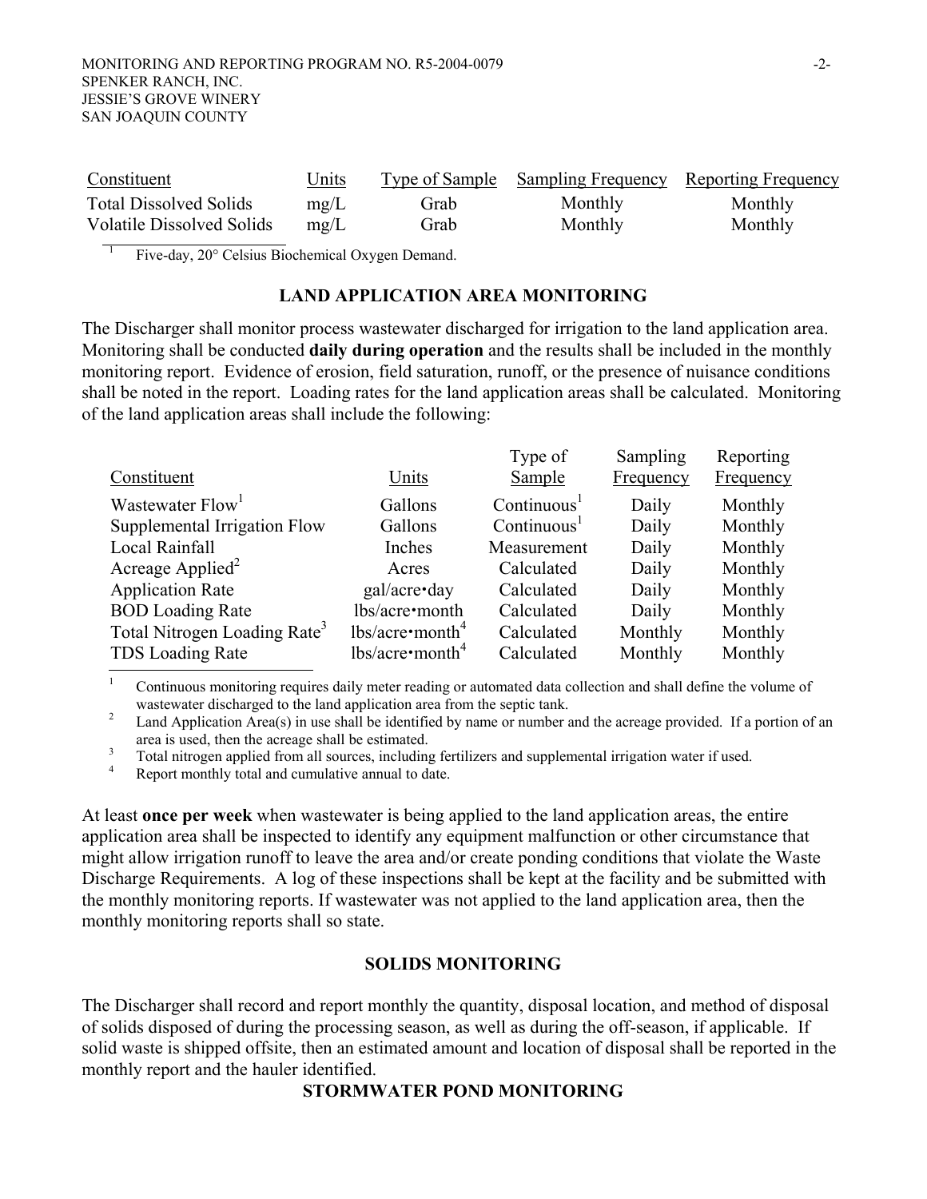| Constituent | Units | Type of Sample | Sampling Frequency | Reporting Frequency |
|---|---|---|---|---|
| Total Dissolved Solids | mg/L | Grab | Monthly | Monthly |
| Volatile Dissolved Solids | mg/L | Grab | Monthly | Monthly |

[1] Five-day, 20° Celsius Biochemical Oxygen Demand.

## LAND APPLICATION AREA MONITORING

The Discharger shall monitor process wastewater discharged for irrigation to the land application area. Monitoring shall be conducted **daily during operation** and the results shall be included in the monthly monitoring report. Evidence of erosion, field saturation, runoff, or the presence of nuisance conditions shall be noted in the report. Loading rates for the land application areas shall be calculated. Monitoring of the land application areas shall include the following:

| Constituent | Units | Type of Sample | Sampling Frequency | Reporting Frequency |
|---|---|---|---|---|
| Wastewater Flow[1] | Gallons | Continuous[1] | Daily | Monthly |
| Supplemental Irrigation Flow | Gallons | Continuous[1] | Daily | Monthly |
| Local Rainfall | Inches | Measurement | Daily | Monthly |
| Acreage Applied[2] | Acres | Calculated | Daily | Monthly |
| Application Rate | gal/acre•day | Calculated | Daily | Monthly |
| BOD Loading Rate | lbs/acre•month | Calculated | Daily | Monthly |
| Total Nitrogen Loading Rate[3] | lbs/acre•month[4] | Calculated | Monthly | Monthly |
| TDS Loading Rate | lbs/acre•month[4] | Calculated | Monthly | Monthly |

[1] Continuous monitoring requires daily meter reading or automated data collection and shall define the volume of wastewater discharged to the land application area from the septic tank.

[2] Land Application Area(s) in use shall be identified by name or number and the acreage provided. If a portion of an area is used, then the acreage shall be estimated.

[3] Total nitrogen applied from all sources, including fertilizers and supplemental irrigation water if used.

[4] Report monthly total and cumulative annual to date.

At least **once per week** when wastewater is being applied to the land application areas, the entire application area shall be inspected to identify any equipment malfunction or other circumstance that might allow irrigation runoff to leave the area and/or create ponding conditions that violate the Waste Discharge Requirements. A log of these inspections shall be kept at the facility and be submitted with the monthly monitoring reports. If wastewater was not applied to the land application area, then the monthly monitoring reports shall so state.

## SOLIDS MONITORING

The Discharger shall record and report monthly the quantity, disposal location, and method of disposal of solids disposed of during the processing season, as well as during the off-season, if applicable. If solid waste is shipped offsite, then an estimated amount and location of disposal shall be reported in the monthly report and the hauler identified.

## STORMWATER POND MONITORING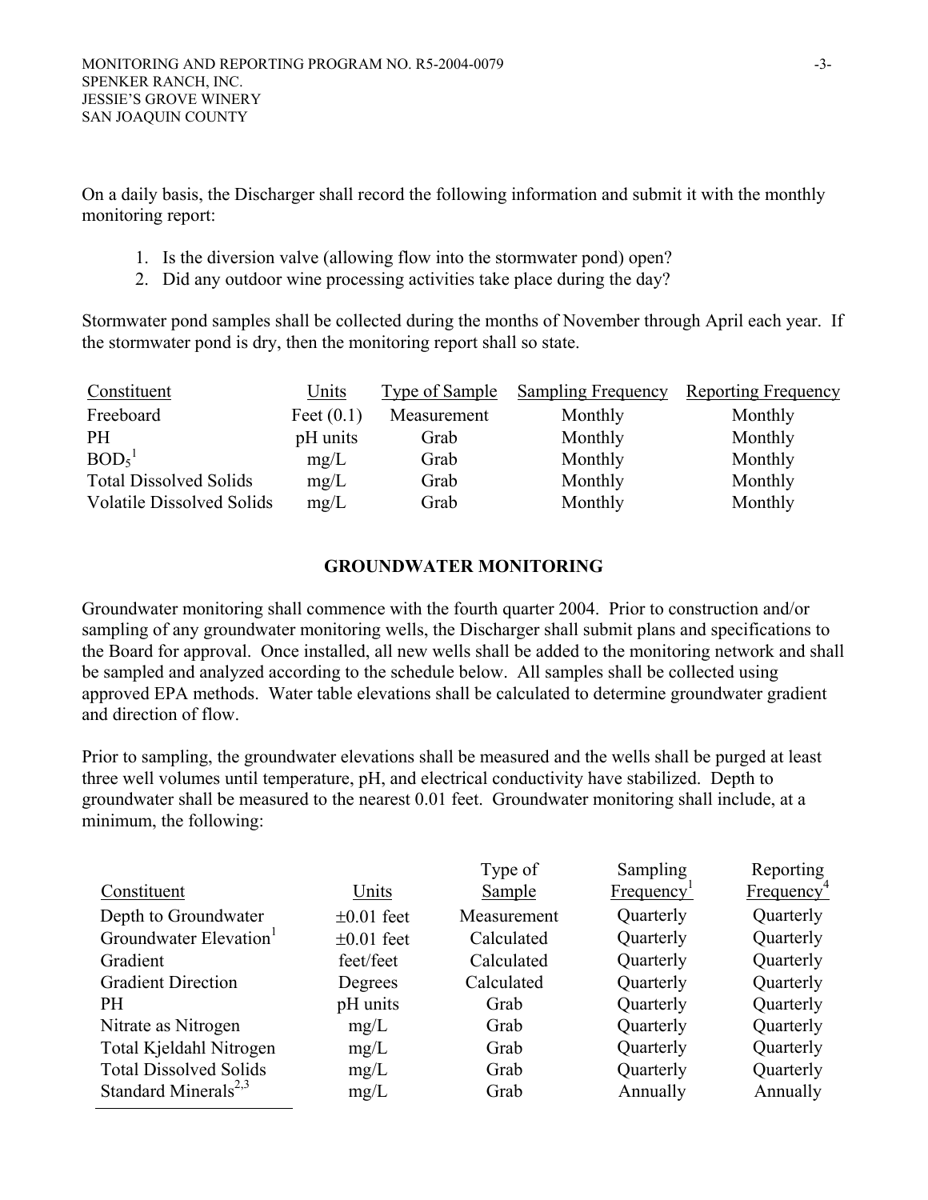On a daily basis, the Discharger shall record the following information and submit it with the monthly monitoring report:

1. Is the diversion valve (allowing flow into the stormwater pond) open?
2. Did any outdoor wine processing activities take place during the day?

Stormwater pond samples shall be collected during the months of November through April each year. If the stormwater pond is dry, then the monitoring report shall so state.

| Constituent | Units | Type of Sample | Sampling Frequency | Reporting Frequency |
|---|---|---|---|---|
| Freeboard | Feet (0.1) | Measurement | Monthly | Monthly |
| PH | pH units | Grab | Monthly | Monthly |
| $BOD_5$[1] | mg/L | Grab | Monthly | Monthly |
| Total Dissolved Solids | mg/L | Grab | Monthly | Monthly |
| Volatile Dissolved Solids | mg/L | Grab | Monthly | Monthly |

## GROUNDWATER MONITORING

Groundwater monitoring shall commence with the fourth quarter 2004. Prior to construction and/or sampling of any groundwater monitoring wells, the Discharger shall submit plans and specifications to the Board for approval. Once installed, all new wells shall be added to the monitoring network and shall be sampled and analyzed according to the schedule below. All samples shall be collected using approved EPA methods. Water table elevations shall be calculated to determine groundwater gradient and direction of flow.

Prior to sampling, the groundwater elevations shall be measured and the wells shall be purged at least three well volumes until temperature, pH, and electrical conductivity have stabilized. Depth to groundwater shall be measured to the nearest 0.01 feet. Groundwater monitoring shall include, at a minimum, the following:

| Constituent | Units | Type of Sample | Sampling Frequency[1] | Reporting Frequency[4] |
|---|---|---|---|---|
| Depth to Groundwater | ±0.01 feet | Measurement | Quarterly | Quarterly |
| Groundwater Elevation[1] | ±0.01 feet | Calculated | Quarterly | Quarterly |
| Gradient | feet/feet | Calculated | Quarterly | Quarterly |
| Gradient Direction | Degrees | Calculated | Quarterly | Quarterly |
| PH | pH units | Grab | Quarterly | Quarterly |
| Nitrate as Nitrogen | mg/L | Grab | Quarterly | Quarterly |
| Total Kjeldahl Nitrogen | mg/L | Grab | Quarterly | Quarterly |
| Total Dissolved Solids | mg/L | Grab | Quarterly | Quarterly |
| Standard Minerals[2,3] | mg/L | Grab | Annually | Annually |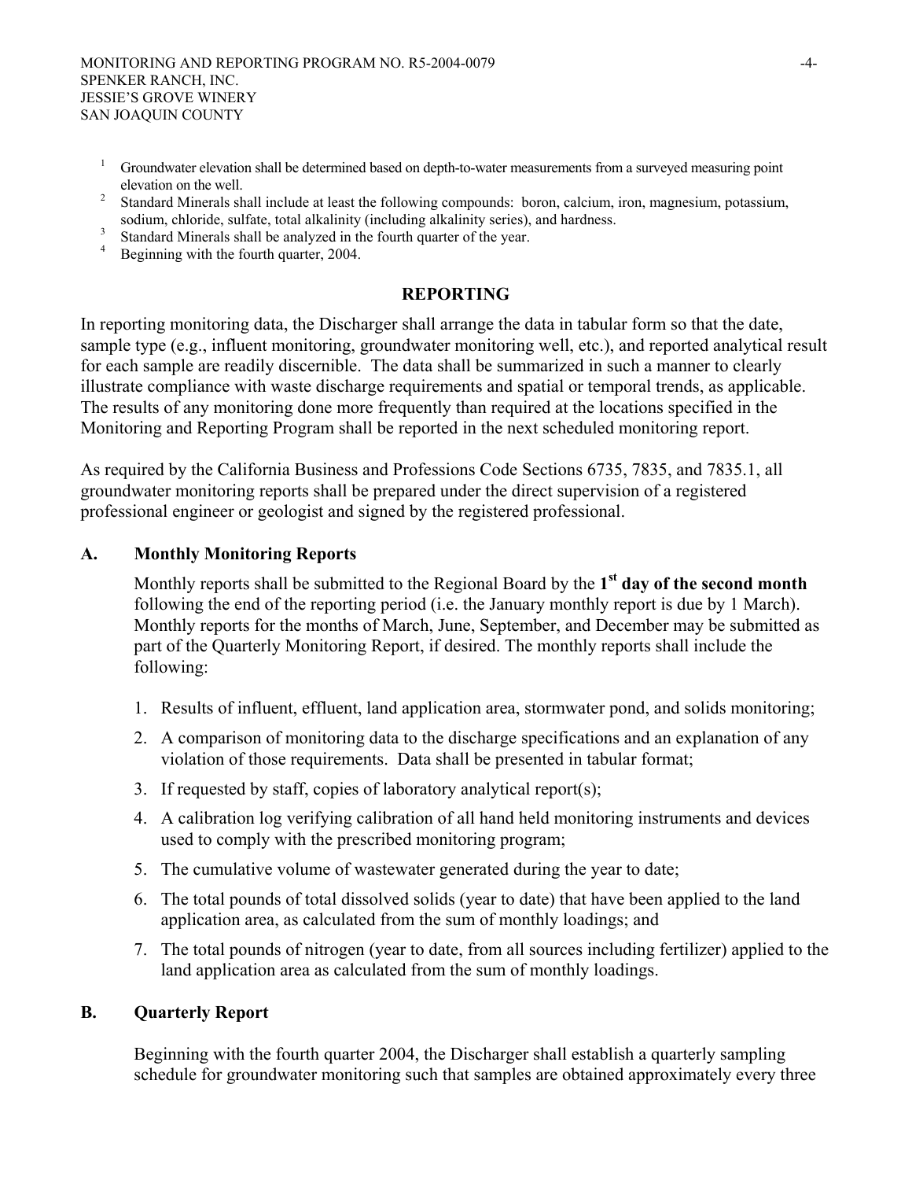[1] Groundwater elevation shall be determined based on depth-to-water measurements from a surveyed measuring point elevation on the well.
[2] Standard Minerals shall include at least the following compounds: boron, calcium, iron, magnesium, potassium, sodium, chloride, sulfate, total alkalinity (including alkalinity series), and hardness.
[3] Standard Minerals shall be analyzed in the fourth quarter of the year.
[4] Beginning with the fourth quarter, 2004.

## REPORTING

In reporting monitoring data, the Discharger shall arrange the data in tabular form so that the date, sample type (e.g., influent monitoring, groundwater monitoring well, etc.), and reported analytical result for each sample are readily discernible. The data shall be summarized in such a manner to clearly illustrate compliance with waste discharge requirements and spatial or temporal trends, as applicable. The results of any monitoring done more frequently than required at the locations specified in the Monitoring and Reporting Program shall be reported in the next scheduled monitoring report.

As required by the California Business and Professions Code Sections 6735, 7835, and 7835.1, all groundwater monitoring reports shall be prepared under the direct supervision of a registered professional engineer or geologist and signed by the registered professional.

### A. Monthly Monitoring Reports

Monthly reports shall be submitted to the Regional Board by the **1st day of the second month** following the end of the reporting period (i.e. the January monthly report is due by 1 March). Monthly reports for the months of March, June, September, and December may be submitted as part of the Quarterly Monitoring Report, if desired. The monthly reports shall include the following:

1. Results of influent, effluent, land application area, stormwater pond, and solids monitoring;
2. A comparison of monitoring data to the discharge specifications and an explanation of any violation of those requirements. Data shall be presented in tabular format;
3. If requested by staff, copies of laboratory analytical report(s);
4. A calibration log verifying calibration of all hand held monitoring instruments and devices used to comply with the prescribed monitoring program;
5. The cumulative volume of wastewater generated during the year to date;
6. The total pounds of total dissolved solids (year to date) that have been applied to the land application area, as calculated from the sum of monthly loadings; and
7. The total pounds of nitrogen (year to date, from all sources including fertilizer) applied to the land application area as calculated from the sum of monthly loadings.

### B. Quarterly Report

Beginning with the fourth quarter 2004, the Discharger shall establish a quarterly sampling schedule for groundwater monitoring such that samples are obtained approximately every three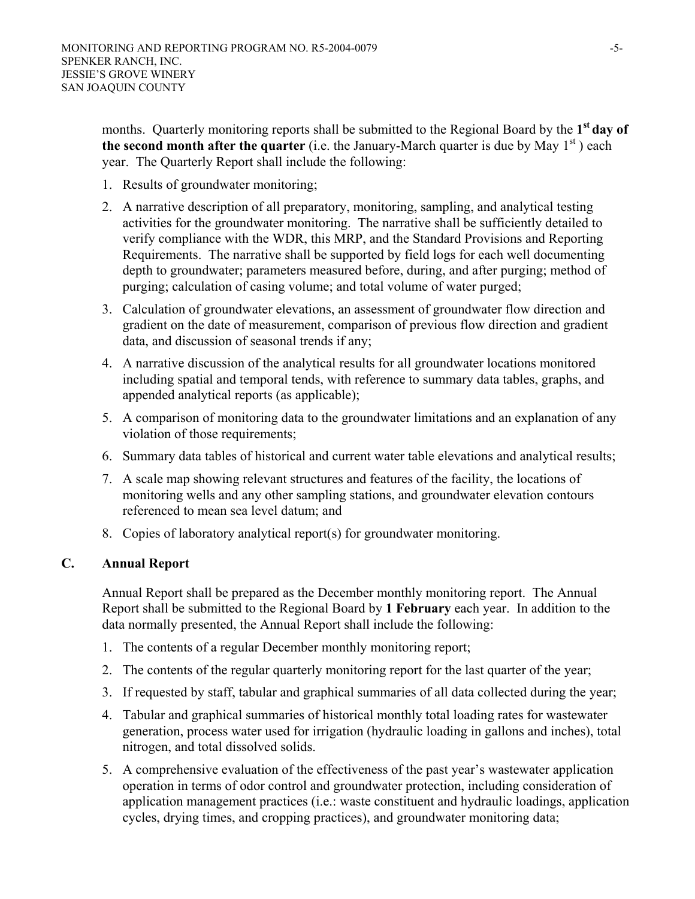months. Quarterly monitoring reports shall be submitted to the Regional Board by the **1st day of the second month after the quarter** (i.e. the January-March quarter is due by May 1st ) each year. The Quarterly Report shall include the following:

1. Results of groundwater monitoring;
2. A narrative description of all preparatory, monitoring, sampling, and analytical testing activities for the groundwater monitoring. The narrative shall be sufficiently detailed to verify compliance with the WDR, this MRP, and the Standard Provisions and Reporting Requirements. The narrative shall be supported by field logs for each well documenting depth to groundwater; parameters measured before, during, and after purging; method of purging; calculation of casing volume; and total volume of water purged;
3. Calculation of groundwater elevations, an assessment of groundwater flow direction and gradient on the date of measurement, comparison of previous flow direction and gradient data, and discussion of seasonal trends if any;
4. A narrative discussion of the analytical results for all groundwater locations monitored including spatial and temporal tends, with reference to summary data tables, graphs, and appended analytical reports (as applicable);
5. A comparison of monitoring data to the groundwater limitations and an explanation of any violation of those requirements;
6. Summary data tables of historical and current water table elevations and analytical results;
7. A scale map showing relevant structures and features of the facility, the locations of monitoring wells and any other sampling stations, and groundwater elevation contours referenced to mean sea level datum; and
8. Copies of laboratory analytical report(s) for groundwater monitoring.

## C. Annual Report

Annual Report shall be prepared as the December monthly monitoring report. The Annual Report shall be submitted to the Regional Board by **1 February** each year. In addition to the data normally presented, the Annual Report shall include the following:

1. The contents of a regular December monthly monitoring report;
2. The contents of the regular quarterly monitoring report for the last quarter of the year;
3. If requested by staff, tabular and graphical summaries of all data collected during the year;
4. Tabular and graphical summaries of historical monthly total loading rates for wastewater generation, process water used for irrigation (hydraulic loading in gallons and inches), total nitrogen, and total dissolved solids.
5. A comprehensive evaluation of the effectiveness of the past year's wastewater application operation in terms of odor control and groundwater protection, including consideration of application management practices (i.e.: waste constituent and hydraulic loadings, application cycles, drying times, and cropping practices), and groundwater monitoring data;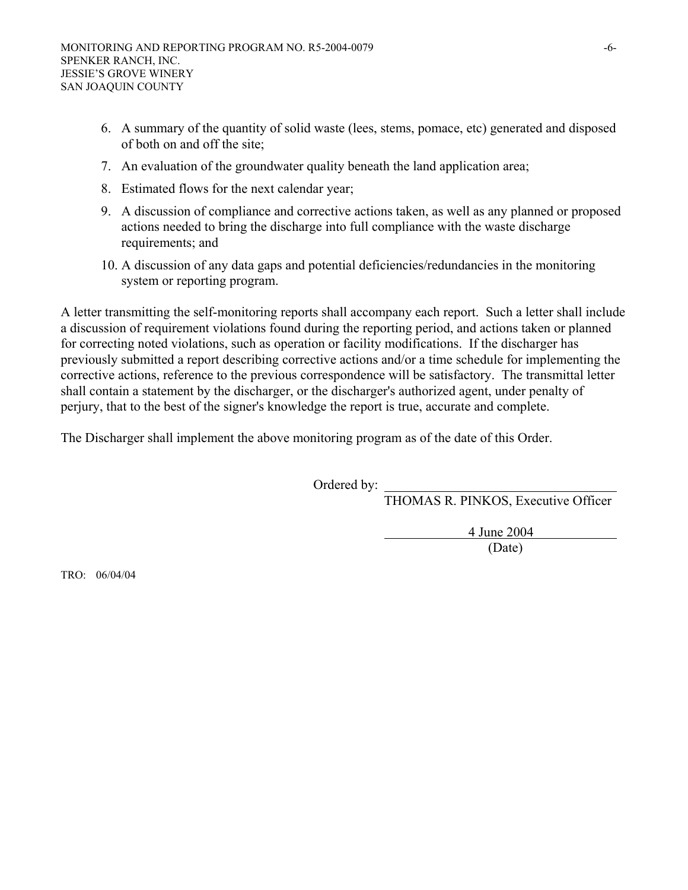6. A summary of the quantity of solid waste (lees, stems, pomace, etc) generated and disposed of both on and off the site;
7. An evaluation of the groundwater quality beneath the land application area;
8. Estimated flows for the next calendar year;
9. A discussion of compliance and corrective actions taken, as well as any planned or proposed actions needed to bring the discharge into full compliance with the waste discharge requirements; and
10. A discussion of any data gaps and potential deficiencies/redundancies in the monitoring system or reporting program.

A letter transmitting the self-monitoring reports shall accompany each report. Such a letter shall include a discussion of requirement violations found during the reporting period, and actions taken or planned for correcting noted violations, such as operation or facility modifications. If the discharger has previously submitted a report describing corrective actions and/or a time schedule for implementing the corrective actions, reference to the previous correspondence will be satisfactory. The transmittal letter shall contain a statement by the discharger, or the discharger's authorized agent, under penalty of perjury, that to the best of the signer's knowledge the report is true, accurate and complete.

The Discharger shall implement the above monitoring program as of the date of this Order.

Ordered by: ________________________________
THOMAS R. PINKOS, Executive Officer

4 June 2004
(Date)

TRO: 06/04/04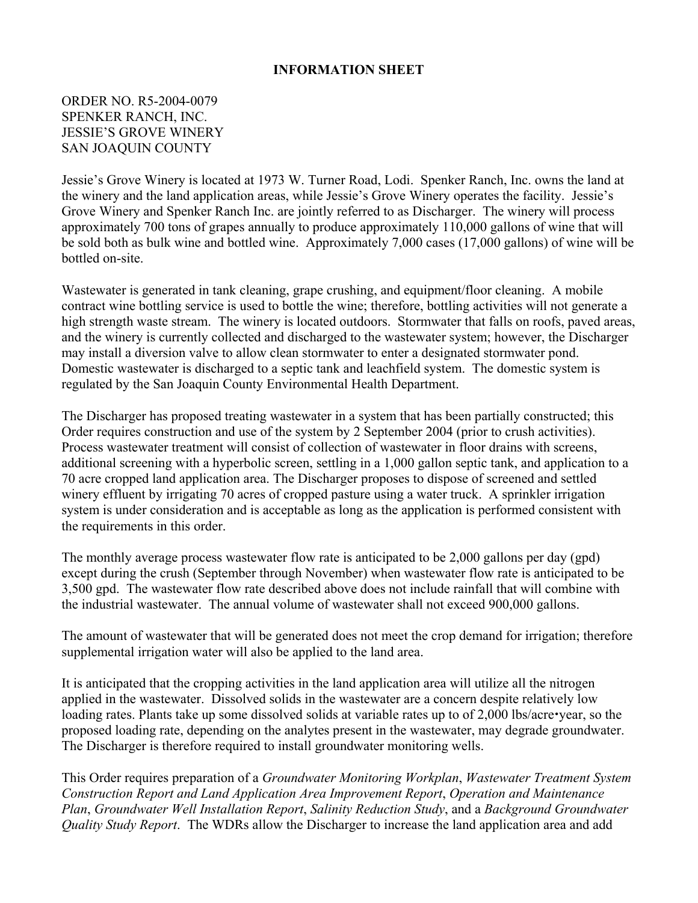**INFORMATION SHEET**

ORDER NO. R5-2004-0079
SPENKER RANCH, INC.
JESSIE'S GROVE WINERY
SAN JOAQUIN COUNTY

Jessie's Grove Winery is located at 1973 W. Turner Road, Lodi. Spenker Ranch, Inc. owns the land at the winery and the land application areas, while Jessie's Grove Winery operates the facility. Jessie's Grove Winery and Spenker Ranch Inc. are jointly referred to as Discharger. The winery will process approximately 700 tons of grapes annually to produce approximately 110,000 gallons of wine that will be sold both as bulk wine and bottled wine. Approximately 7,000 cases (17,000 gallons) of wine will be bottled on-site.

Wastewater is generated in tank cleaning, grape crushing, and equipment/floor cleaning. A mobile contract wine bottling service is used to bottle the wine; therefore, bottling activities will not generate a high strength waste stream. The winery is located outdoors. Stormwater that falls on roofs, paved areas, and the winery is currently collected and discharged to the wastewater system; however, the Discharger may install a diversion valve to allow clean stormwater to enter a designated stormwater pond. Domestic wastewater is discharged to a septic tank and leachfield system. The domestic system is regulated by the San Joaquin County Environmental Health Department.

The Discharger has proposed treating wastewater in a system that has been partially constructed; this Order requires construction and use of the system by 2 September 2004 (prior to crush activities). Process wastewater treatment will consist of collection of wastewater in floor drains with screens, additional screening with a hyperbolic screen, settling in a 1,000 gallon septic tank, and application to a 70 acre cropped land application area. The Discharger proposes to dispose of screened and settled winery effluent by irrigating 70 acres of cropped pasture using a water truck. A sprinkler irrigation system is under consideration and is acceptable as long as the application is performed consistent with the requirements in this order.

The monthly average process wastewater flow rate is anticipated to be 2,000 gallons per day (gpd) except during the crush (September through November) when wastewater flow rate is anticipated to be 3,500 gpd. The wastewater flow rate described above does not include rainfall that will combine with the industrial wastewater. The annual volume of wastewater shall not exceed 900,000 gallons.

The amount of wastewater that will be generated does not meet the crop demand for irrigation; therefore supplemental irrigation water will also be applied to the land area.

It is anticipated that the cropping activities in the land application area will utilize all the nitrogen applied in the wastewater. Dissolved solids in the wastewater are a concern despite relatively low loading rates. Plants take up some dissolved solids at variable rates up to of 2,000 lbs/acre•year, so the proposed loading rate, depending on the analytes present in the wastewater, may degrade groundwater. The Discharger is therefore required to install groundwater monitoring wells.

This Order requires preparation of a *Groundwater Monitoring Workplan*, *Wastewater Treatment System Construction Report and Land Application Area Improvement Report*, *Operation and Maintenance Plan*, *Groundwater Well Installation Report*, *Salinity Reduction Study*, and a *Background Groundwater Quality Study Report*. The WDRs allow the Discharger to increase the land application area and add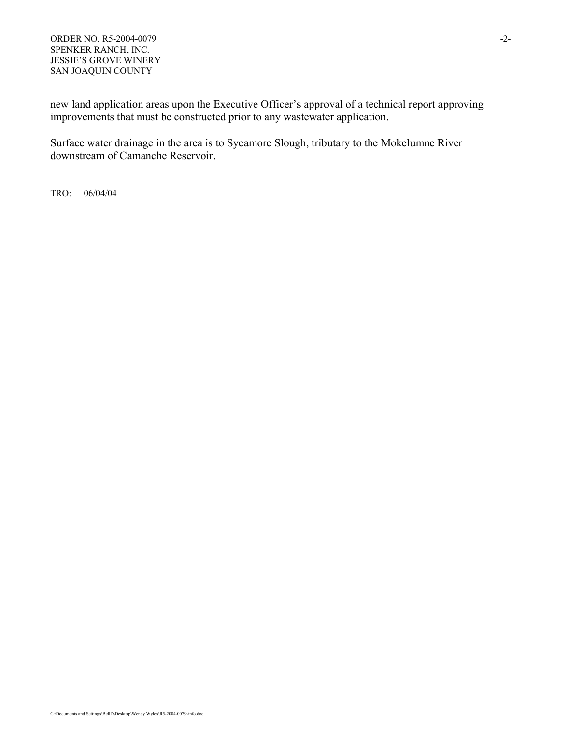new land application areas upon the Executive Officer's approval of a technical report approving improvements that must be constructed prior to any wastewater application.

Surface water drainage in the area is to Sycamore Slough, tributary to the Mokelumne River downstream of Camanche Reservoir.

TRO: 06/04/04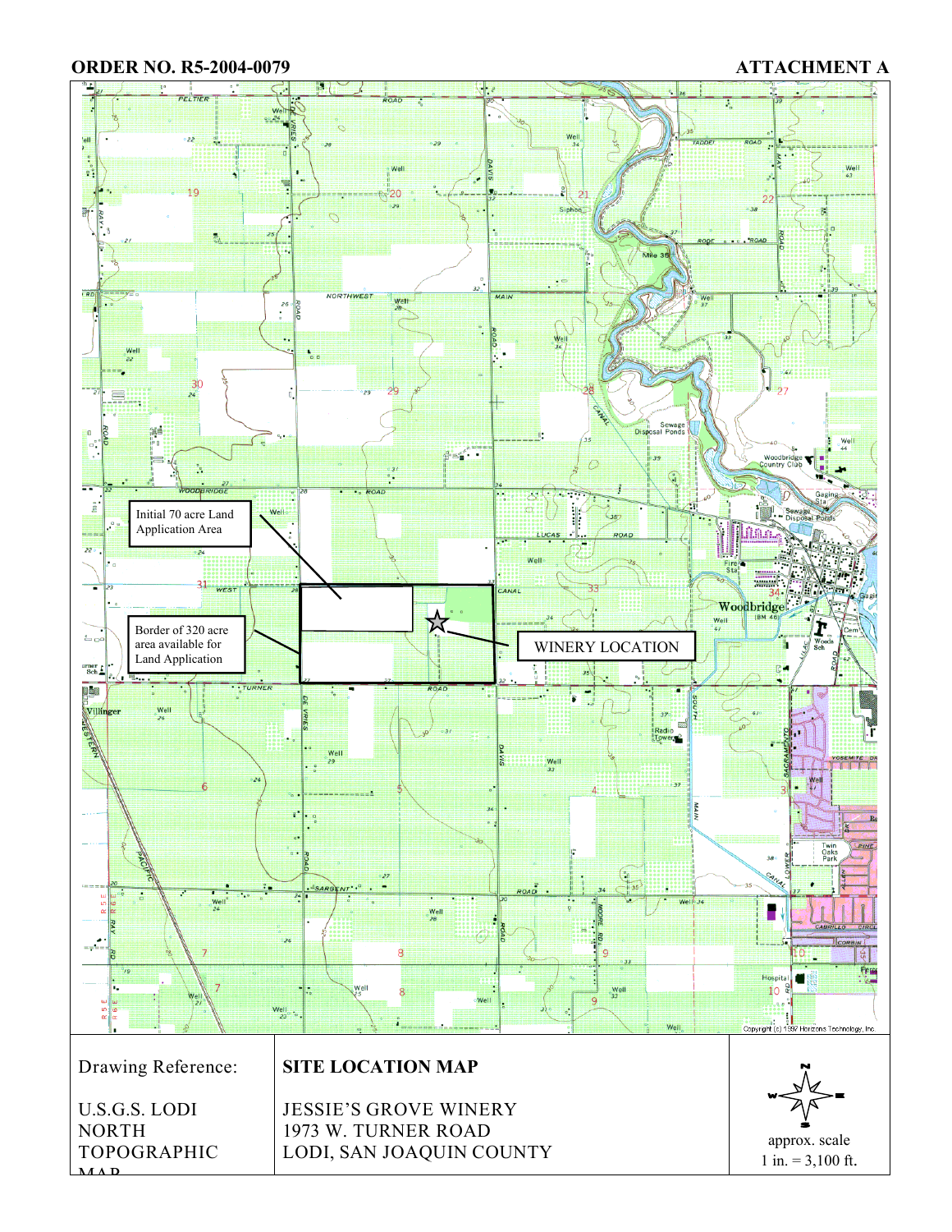**ORDER NO. R5-2004-0079** **ATTACHMENT A**

Initial 70 acre Land Application Area

Border of 320 acre area available for Land Application

WINERY LOCATION

| Drawing Reference: | SITE LOCATION MAP | |
|---|---|---|
| U.S.G.S. LODI NORTH TOPOGRAPHIC MAP | JESSIE'S GROVE WINERY<br>1973 W. TURNER ROAD<br>LODI, SAN JOAQUIN COUNTY | approx. scale<br>1 in. = 3,100 ft. |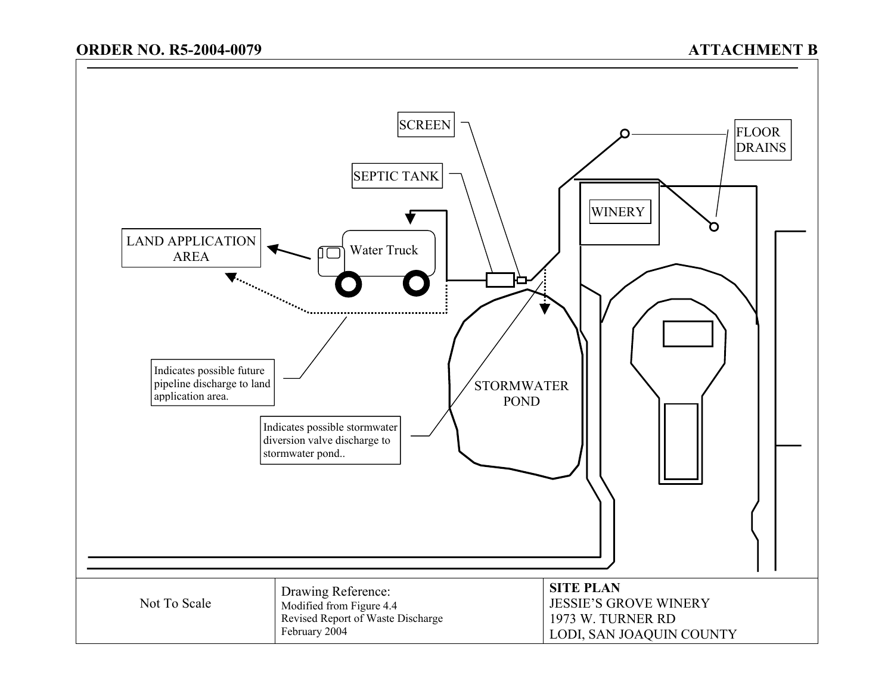ORDER NO. R5-2004-0079

ATTACHMENT B

SCREEN

FLOOR DRAINS

SEPTIC TANK

WINERY

LAND APPLICATION AREA

Water Truck

Indicates possible future pipeline discharge to land application area.

STORMWATER POND

Indicates possible stormwater diversion valve discharge to stormwater pond..

| Not To Scale | Drawing Reference: Modified from Figure 4.4 Revised Report of Waste Discharge February 2004 | **SITE PLAN** JESSIE'S GROVE WINERY 1973 W. TURNER RD LODI, SAN JOAQUIN COUNTY |
|---|---|---|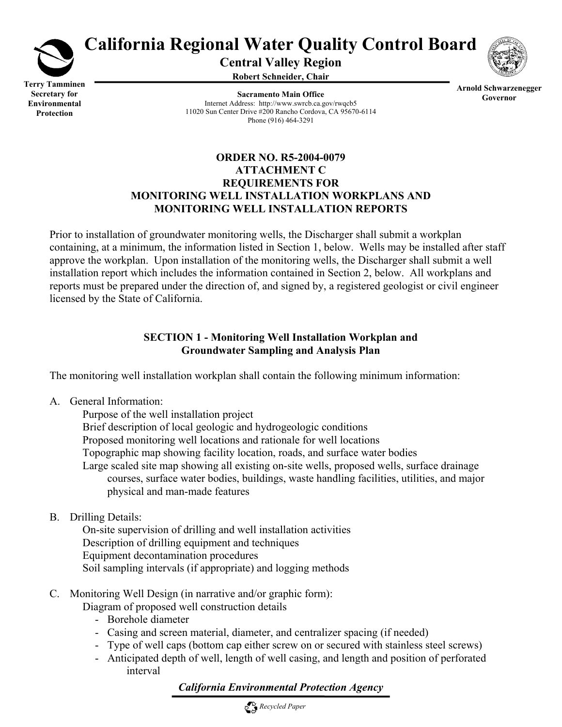# California Regional Water Quality Control Board

**Central Valley Region**

**Robert Schneider, Chair**

**Terry Tamminen**
**Secretary for Environmental Protection**

**Sacramento Main Office**
Internet Address: http://www.swrcb.ca.gov/rwqcb5
11020 Sun Center Drive #200 Rancho Cordova, CA 95670-6114
Phone (916) 464-3291

**Arnold Schwarzenegger**
**Governor**

## ORDER NO. R5-2004-0079
## ATTACHMENT C
## REQUIREMENTS FOR MONITORING WELL INSTALLATION WORKPLANS AND MONITORING WELL INSTALLATION REPORTS

Prior to installation of groundwater monitoring wells, the Discharger shall submit a workplan containing, at a minimum, the information listed in Section 1, below. Wells may be installed after staff approve the workplan. Upon installation of the monitoring wells, the Discharger shall submit a well installation report which includes the information contained in Section 2, below. All workplans and reports must be prepared under the direction of, and signed by, a registered geologist or civil engineer licensed by the State of California.

### SECTION 1 - Monitoring Well Installation Workplan and Groundwater Sampling and Analysis Plan

The monitoring well installation workplan shall contain the following minimum information:

A. General Information:
   - Purpose of the well installation project
   - Brief description of local geologic and hydrogeologic conditions
   - Proposed monitoring well locations and rationale for well locations
   - Topographic map showing facility location, roads, and surface water bodies
   - Large scaled site map showing all existing on-site wells, proposed wells, surface drainage courses, surface water bodies, buildings, waste handling facilities, utilities, and major physical and man-made features

B. Drilling Details:
   - On-site supervision of drilling and well installation activities
   - Description of drilling equipment and techniques
   - Equipment decontamination procedures
   - Soil sampling intervals (if appropriate) and logging methods

C. Monitoring Well Design (in narrative and/or graphic form):
   - Diagram of proposed well construction details
     - Borehole diameter
     - Casing and screen material, diameter, and centralizer spacing (if needed)
     - Type of well caps (bottom cap either screw on or secured with stainless steel screws)
     - Anticipated depth of well, length of well casing, and length and position of perforated interval

*California Environmental Protection Agency*

*Recycled Paper*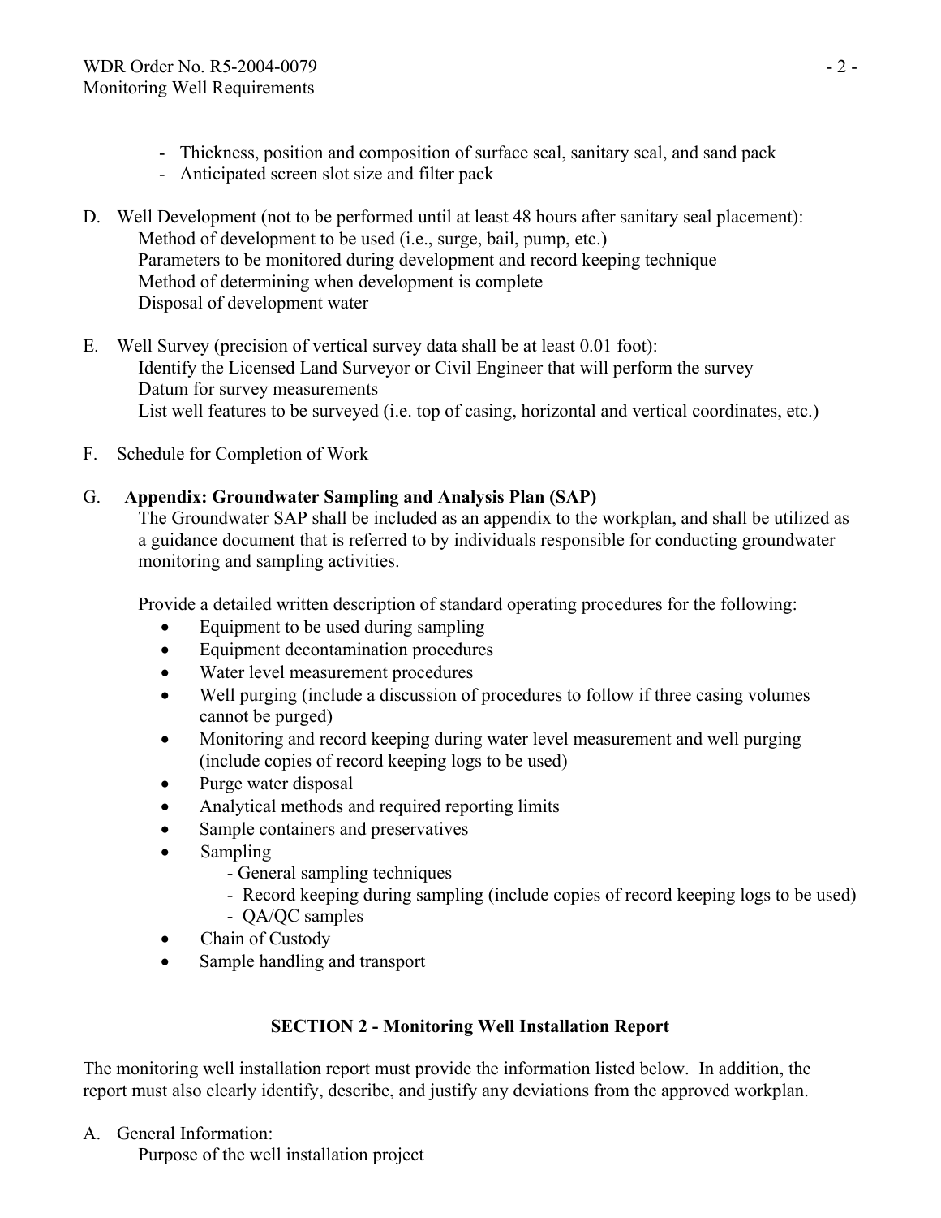- Thickness, position and composition of surface seal, sanitary seal, and sand pack
- Anticipated screen slot size and filter pack

D. Well Development (not to be performed until at least 48 hours after sanitary seal placement):
   Method of development to be used (i.e., surge, bail, pump, etc.)
   Parameters to be monitored during development and record keeping technique
   Method of determining when development is complete
   Disposal of development water

E. Well Survey (precision of vertical survey data shall be at least 0.01 foot):
   Identify the Licensed Land Surveyor or Civil Engineer that will perform the survey
   Datum for survey measurements
   List well features to be surveyed (i.e. top of casing, horizontal and vertical coordinates, etc.)

F. Schedule for Completion of Work

G. **Appendix: Groundwater Sampling and Analysis Plan (SAP)**
   The Groundwater SAP shall be included as an appendix to the workplan, and shall be utilized as a guidance document that is referred to by individuals responsible for conducting groundwater monitoring and sampling activities.

   Provide a detailed written description of standard operating procedures for the following:

   - Equipment to be used during sampling
   - Equipment decontamination procedures
   - Water level measurement procedures
   - Well purging (include a discussion of procedures to follow if three casing volumes cannot be purged)
   - Monitoring and record keeping during water level measurement and well purging (include copies of record keeping logs to be used)
   - Purge water disposal
   - Analytical methods and required reporting limits
   - Sample containers and preservatives
   - Sampling
     - General sampling techniques
     - Record keeping during sampling (include copies of record keeping logs to be used)
     - QA/QC samples
   - Chain of Custody
   - Sample handling and transport

## SECTION 2 - Monitoring Well Installation Report

The monitoring well installation report must provide the information listed below. In addition, the report must also clearly identify, describe, and justify any deviations from the approved workplan.

A. General Information:
   Purpose of the well installation project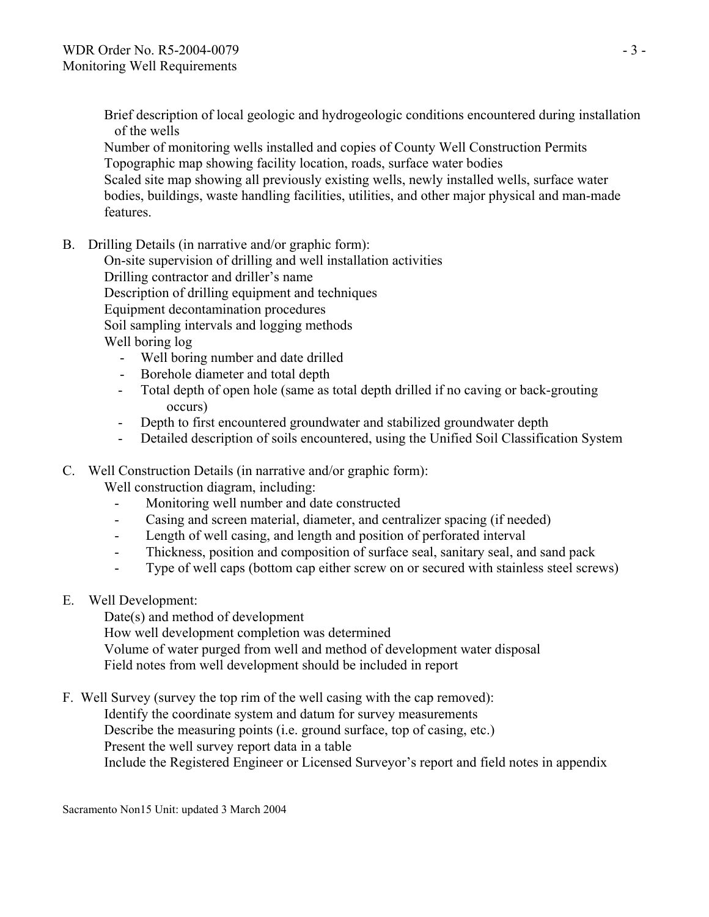Brief description of local geologic and hydrogeologic conditions encountered during installation of the wells
Number of monitoring wells installed and copies of County Well Construction Permits
Topographic map showing facility location, roads, surface water bodies
Scaled site map showing all previously existing wells, newly installed wells, surface water bodies, buildings, waste handling facilities, utilities, and other major physical and man-made features.

B. Drilling Details (in narrative and/or graphic form):
On-site supervision of drilling and well installation activities
Drilling contractor and driller's name
Description of drilling equipment and techniques
Equipment decontamination procedures
Soil sampling intervals and logging methods
Well boring log
- Well boring number and date drilled
- Borehole diameter and total depth
- Total depth of open hole (same as total depth drilled if no caving or back-grouting occurs)
- Depth to first encountered groundwater and stabilized groundwater depth
- Detailed description of soils encountered, using the Unified Soil Classification System

C. Well Construction Details (in narrative and/or graphic form):
Well construction diagram, including:
- Monitoring well number and date constructed
- Casing and screen material, diameter, and centralizer spacing (if needed)
- Length of well casing, and length and position of perforated interval
- Thickness, position and composition of surface seal, sanitary seal, and sand pack
- Type of well caps (bottom cap either screw on or secured with stainless steel screws)

E. Well Development:
Date(s) and method of development
How well development completion was determined
Volume of water purged from well and method of development water disposal
Field notes from well development should be included in report

F. Well Survey (survey the top rim of the well casing with the cap removed):
Identify the coordinate system and datum for survey measurements
Describe the measuring points (i.e. ground surface, top of casing, etc.)
Present the well survey report data in a table
Include the Registered Engineer or Licensed Surveyor's report and field notes in appendix

Sacramento Non15 Unit: updated 3 March 2004